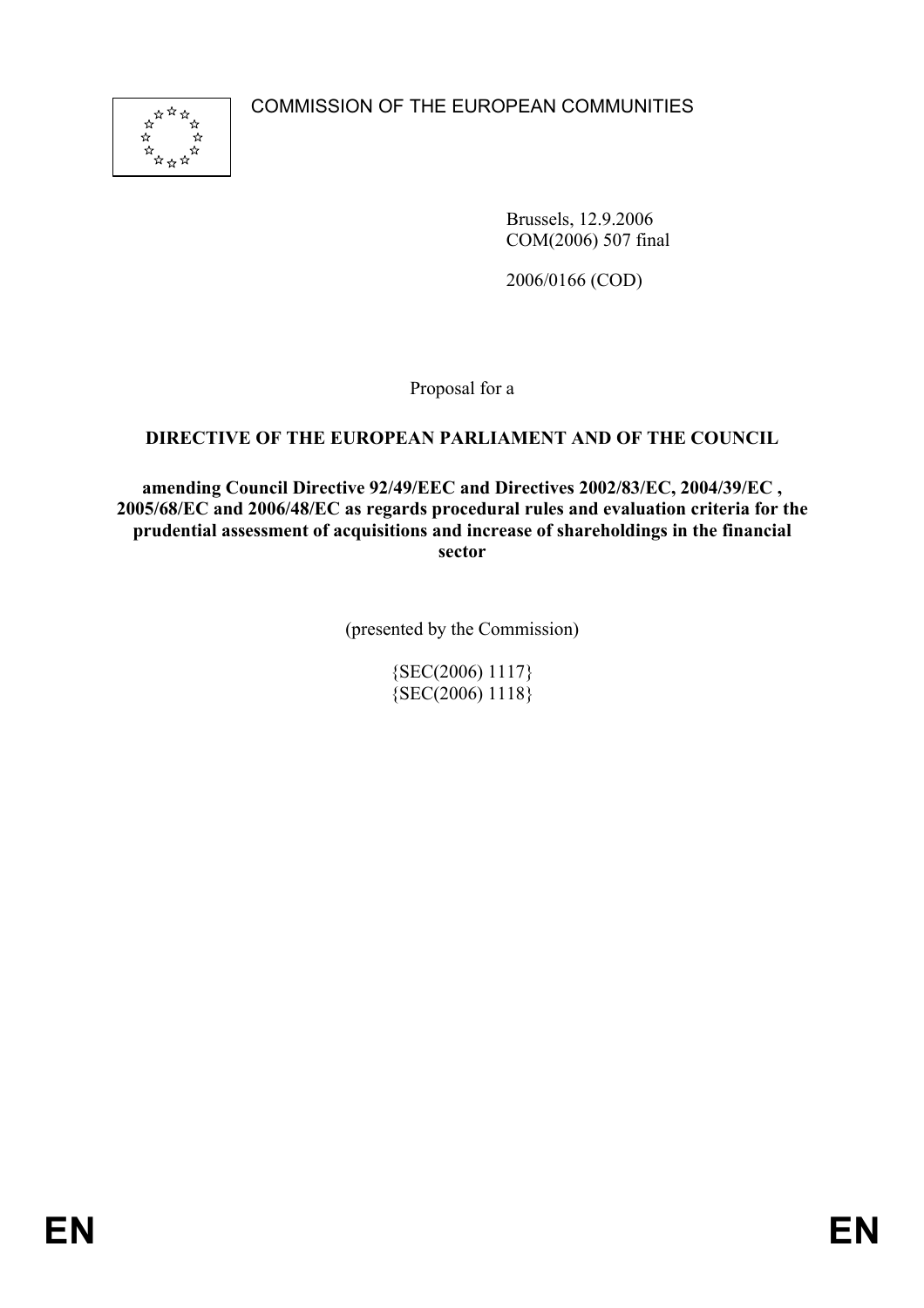COMMISSION OF THE EUROPEAN COMMUNITIES

Brussels, 12.9.2006
COM(2006) 507 final

2006/0166 (COD)

Proposal for a

**DIRECTIVE OF THE EUROPEAN PARLIAMENT AND OF THE COUNCIL**

**amending Council Directive 92/49/EEC and Directives 2002/83/EC, 2004/39/EC , 2005/68/EC and 2006/48/EC as regards procedural rules and evaluation criteria for the prudential assessment of acquisitions and increase of shareholdings in the financial sector**

(presented by the Commission)

{SEC(2006) 1117}
{SEC(2006) 1118}

EN EN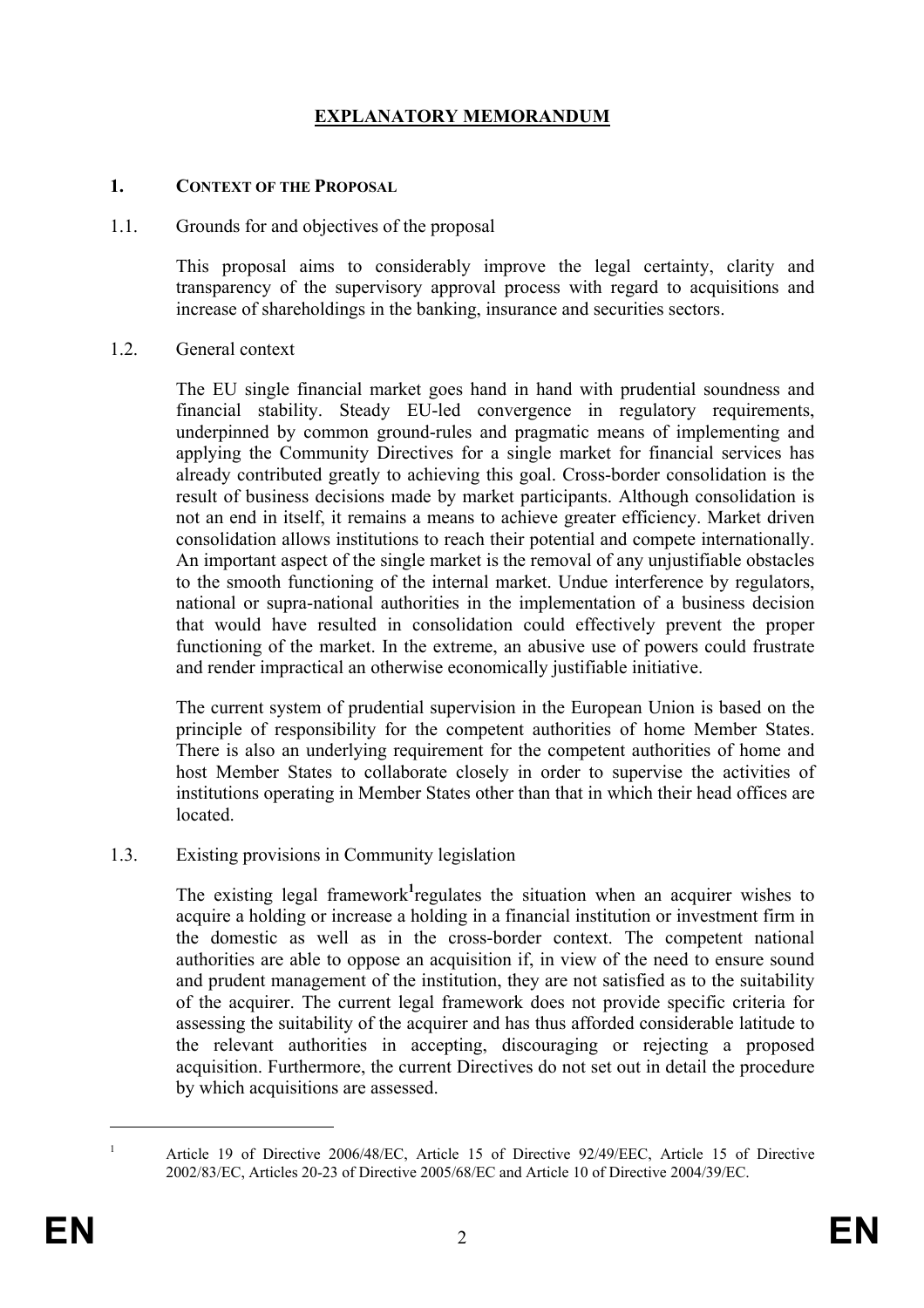# EXPLANATORY MEMORANDUM

## 1. CONTEXT OF THE PROPOSAL

### 1.1. Grounds for and objectives of the proposal

This proposal aims to considerably improve the legal certainty, clarity and transparency of the supervisory approval process with regard to acquisitions and increase of shareholdings in the banking, insurance and securities sectors.

### 1.2. General context

The EU single financial market goes hand in hand with prudential soundness and financial stability. Steady EU-led convergence in regulatory requirements, underpinned by common ground-rules and pragmatic means of implementing and applying the Community Directives for a single market for financial services has already contributed greatly to achieving this goal. Cross-border consolidation is the result of business decisions made by market participants. Although consolidation is not an end in itself, it remains a means to achieve greater efficiency. Market driven consolidation allows institutions to reach their potential and compete internationally. An important aspect of the single market is the removal of any unjustifiable obstacles to the smooth functioning of the internal market. Undue interference by regulators, national or supra-national authorities in the implementation of a business decision that would have resulted in consolidation could effectively prevent the proper functioning of the market. In the extreme, an abusive use of powers could frustrate and render impractical an otherwise economically justifiable initiative.

The current system of prudential supervision in the European Union is based on the principle of responsibility for the competent authorities of home Member States. There is also an underlying requirement for the competent authorities of home and host Member States to collaborate closely in order to supervise the activities of institutions operating in Member States other than that in which their head offices are located.

### 1.3. Existing provisions in Community legislation

The existing legal framework[1] regulates the situation when an acquirer wishes to acquire a holding or increase a holding in a financial institution or investment firm in the domestic as well as in the cross-border context. The competent national authorities are able to oppose an acquisition if, in view of the need to ensure sound and prudent management of the institution, they are not satisfied as to the suitability of the acquirer. The current legal framework does not provide specific criteria for assessing the suitability of the acquirer and has thus afforded considerable latitude to the relevant authorities in accepting, discouraging or rejecting a proposed acquisition. Furthermore, the current Directives do not set out in detail the procedure by which acquisitions are assessed.

---

[1] Article 19 of Directive 2006/48/EC, Article 15 of Directive 92/49/EEC, Article 15 of Directive 2002/83/EC, Articles 20-23 of Directive 2005/68/EC and Article 10 of Directive 2004/39/EC.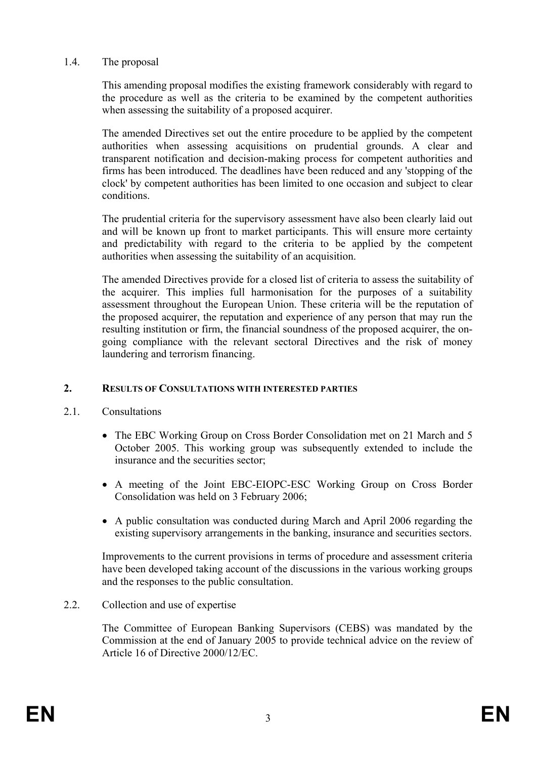### 1.4. The proposal

This amending proposal modifies the existing framework considerably with regard to the procedure as well as the criteria to be examined by the competent authorities when assessing the suitability of a proposed acquirer.

The amended Directives set out the entire procedure to be applied by the competent authorities when assessing acquisitions on prudential grounds. A clear and transparent notification and decision-making process for competent authorities and firms has been introduced. The deadlines have been reduced and any 'stopping of the clock' by competent authorities has been limited to one occasion and subject to clear conditions.

The prudential criteria for the supervisory assessment have also been clearly laid out and will be known up front to market participants. This will ensure more certainty and predictability with regard to the criteria to be applied by the competent authorities when assessing the suitability of an acquisition.

The amended Directives provide for a closed list of criteria to assess the suitability of the acquirer. This implies full harmonisation for the purposes of a suitability assessment throughout the European Union. These criteria will be the reputation of the proposed acquirer, the reputation and experience of any person that may run the resulting institution or firm, the financial soundness of the proposed acquirer, the on-going compliance with the relevant sectoral Directives and the risk of money laundering and terrorism financing.

## 2. RESULTS OF CONSULTATIONS WITH INTERESTED PARTIES

### 2.1. Consultations

- The EBC Working Group on Cross Border Consolidation met on 21 March and 5 October 2005. This working group was subsequently extended to include the insurance and the securities sector;
- A meeting of the Joint EBC-EIOPC-ESC Working Group on Cross Border Consolidation was held on 3 February 2006;
- A public consultation was conducted during March and April 2006 regarding the existing supervisory arrangements in the banking, insurance and securities sectors.

Improvements to the current provisions in terms of procedure and assessment criteria have been developed taking account of the discussions in the various working groups and the responses to the public consultation.

### 2.2. Collection and use of expertise

The Committee of European Banking Supervisors (CEBS) was mandated by the Commission at the end of January 2005 to provide technical advice on the review of Article 16 of Directive 2000/12/EC.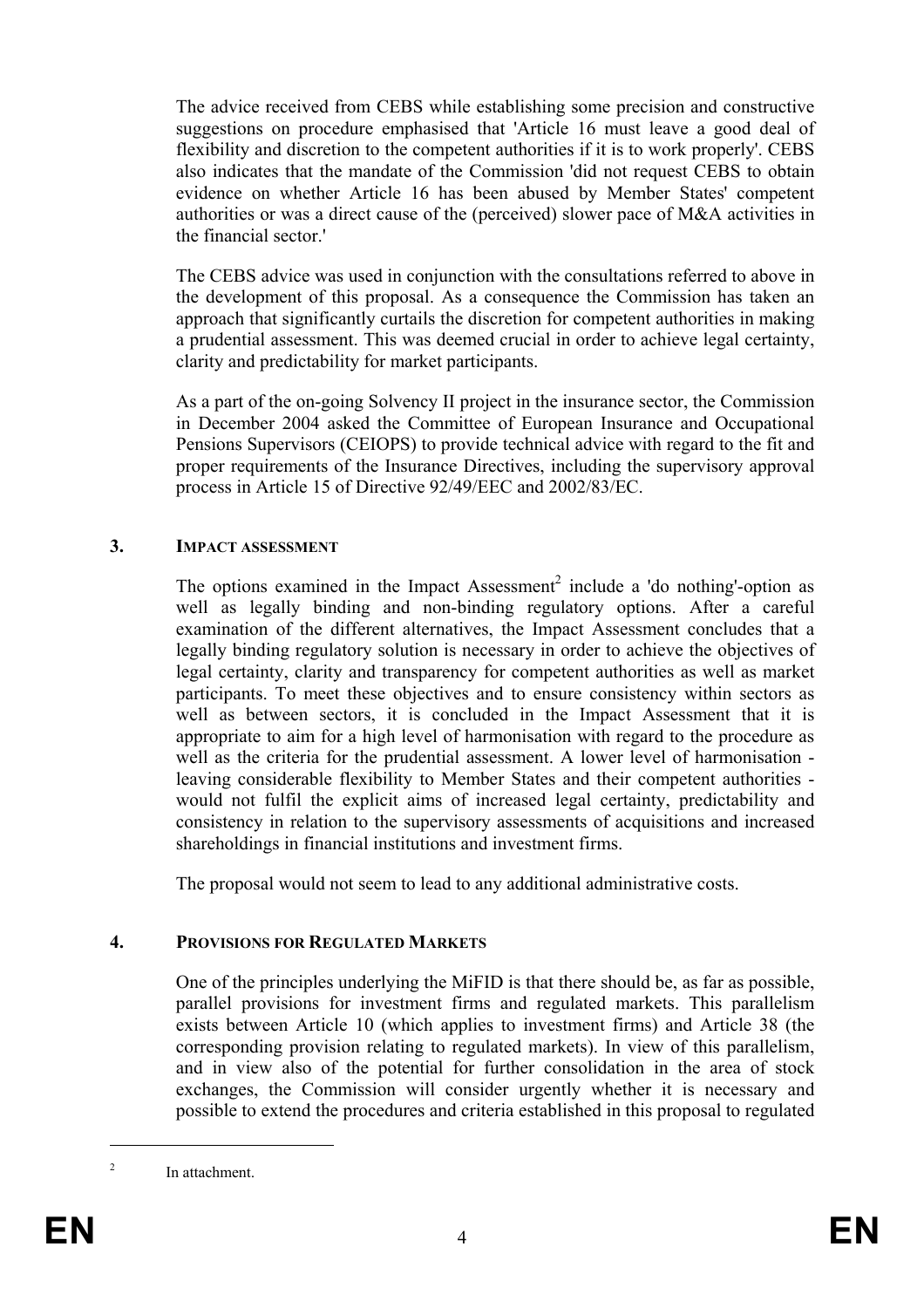The advice received from CEBS while establishing some precision and constructive suggestions on procedure emphasised that 'Article 16 must leave a good deal of flexibility and discretion to the competent authorities if it is to work properly'. CEBS also indicates that the mandate of the Commission 'did not request CEBS to obtain evidence on whether Article 16 has been abused by Member States' competent authorities or was a direct cause of the (perceived) slower pace of M&A activities in the financial sector.'

The CEBS advice was used in conjunction with the consultations referred to above in the development of this proposal. As a consequence the Commission has taken an approach that significantly curtails the discretion for competent authorities in making a prudential assessment. This was deemed crucial in order to achieve legal certainty, clarity and predictability for market participants.

As a part of the on-going Solvency II project in the insurance sector, the Commission in December 2004 asked the Committee of European Insurance and Occupational Pensions Supervisors (CEIOPS) to provide technical advice with regard to the fit and proper requirements of the Insurance Directives, including the supervisory approval process in Article 15 of Directive 92/49/EEC and 2002/83/EC.

## 3. IMPACT ASSESSMENT

The options examined in the Impact Assessment[2] include a 'do nothing'-option as well as legally binding and non-binding regulatory options. After a careful examination of the different alternatives, the Impact Assessment concludes that a legally binding regulatory solution is necessary in order to achieve the objectives of legal certainty, clarity and transparency for competent authorities as well as market participants. To meet these objectives and to ensure consistency within sectors as well as between sectors, it is concluded in the Impact Assessment that it is appropriate to aim for a high level of harmonisation with regard to the procedure as well as the criteria for the prudential assessment. A lower level of harmonisation - leaving considerable flexibility to Member States and their competent authorities - would not fulfil the explicit aims of increased legal certainty, predictability and consistency in relation to the supervisory assessments of acquisitions and increased shareholdings in financial institutions and investment firms.

The proposal would not seem to lead to any additional administrative costs.

## 4. PROVISIONS FOR REGULATED MARKETS

One of the principles underlying the MiFID is that there should be, as far as possible, parallel provisions for investment firms and regulated markets. This parallelism exists between Article 10 (which applies to investment firms) and Article 38 (the corresponding provision relating to regulated markets). In view of this parallelism, and in view also of the potential for further consolidation in the area of stock exchanges, the Commission will consider urgently whether it is necessary and possible to extend the procedures and criteria established in this proposal to regulated

---

[2] In attachment.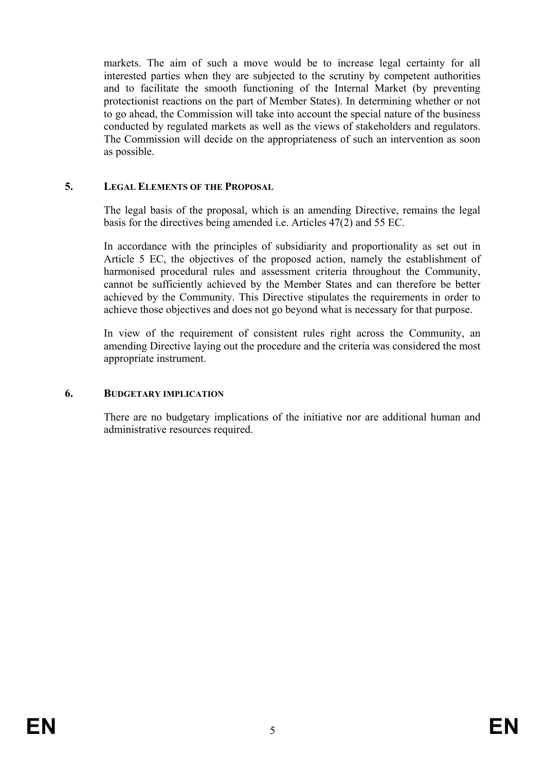markets. The aim of such a move would be to increase legal certainty for all interested parties when they are subjected to the scrutiny by competent authorities and to facilitate the smooth functioning of the Internal Market (by preventing protectionist reactions on the part of Member States). In determining whether or not to go ahead, the Commission will take into account the special nature of the business conducted by regulated markets as well as the views of stakeholders and regulators. The Commission will decide on the appropriateness of such an intervention as soon as possible.

## 5. LEGAL ELEMENTS OF THE PROPOSAL

The legal basis of the proposal, which is an amending Directive, remains the legal basis for the directives being amended i.e. Articles 47(2) and 55 EC.

In accordance with the principles of subsidiarity and proportionality as set out in Article 5 EC, the objectives of the proposed action, namely the establishment of harmonised procedural rules and assessment criteria throughout the Community, cannot be sufficiently achieved by the Member States and can therefore be better achieved by the Community. This Directive stipulates the requirements in order to achieve those objectives and does not go beyond what is necessary for that purpose.

In view of the requirement of consistent rules right across the Community, an amending Directive laying out the procedure and the criteria was considered the most appropriate instrument.

## 6. BUDGETARY IMPLICATION

There are no budgetary implications of the initiative nor are additional human and administrative resources required.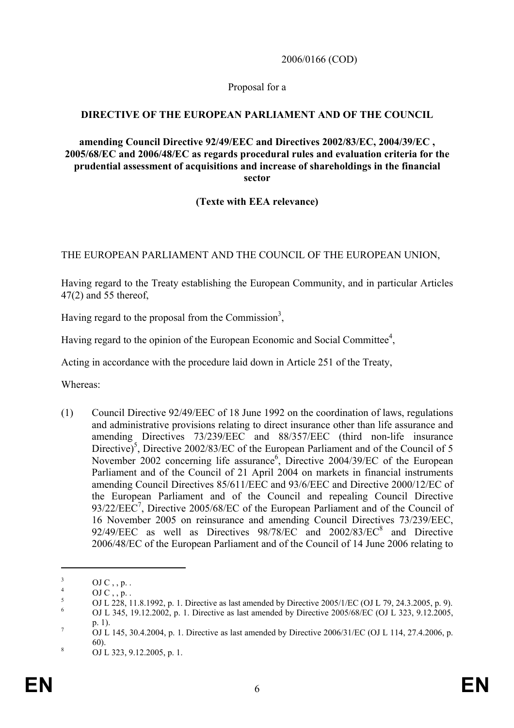2006/0166 (COD)

Proposal for a

**DIRECTIVE OF THE EUROPEAN PARLIAMENT AND OF THE COUNCIL**

**amending Council Directive 92/49/EEC and Directives 2002/83/EC, 2004/39/EC , 2005/68/EC and 2006/48/EC as regards procedural rules and evaluation criteria for the prudential assessment of acquisitions and increase of shareholdings in the financial sector**

**(Texte with EEA relevance)**

THE EUROPEAN PARLIAMENT AND THE COUNCIL OF THE EUROPEAN UNION,

Having regard to the Treaty establishing the European Community, and in particular Articles 47(2) and 55 thereof,

Having regard to the proposal from the Commission[3],

Having regard to the opinion of the European Economic and Social Committee[4],

Acting in accordance with the procedure laid down in Article 251 of the Treaty,

Whereas:

(1) Council Directive 92/49/EEC of 18 June 1992 on the coordination of laws, regulations and administrative provisions relating to direct insurance other than life assurance and amending Directives 73/239/EEC and 88/357/EEC (third non-life insurance Directive)[5], Directive 2002/83/EC of the European Parliament and of the Council of 5 November 2002 concerning life assurance[6], Directive 2004/39/EC of the European Parliament and of the Council of 21 April 2004 on markets in financial instruments amending Council Directives 85/611/EEC and 93/6/EEC and Directive 2000/12/EC of the European Parliament and of the Council and repealing Council Directive 93/22/EEC[7], Directive 2005/68/EC of the European Parliament and of the Council of 16 November 2005 on reinsurance and amending Council Directives 73/239/EEC, 92/49/EEC as well as Directives 98/78/EC and 2002/83/EC[8] and Directive 2006/48/EC of the European Parliament and of the Council of 14 June 2006 relating to

---

[3] OJ C , , p. .

[4] OJ C , , p. .

[5] OJ L 228, 11.8.1992, p. 1. Directive as last amended by Directive 2005/1/EC (OJ L 79, 24.3.2005, p. 9).

[6] OJ L 345, 19.12.2002, p. 1. Directive as last amended by Directive 2005/68/EC (OJ L 323, 9.12.2005, p. 1).

[7] OJ L 145, 30.4.2004, p. 1. Directive as last amended by Directive 2006/31/EC (OJ L 114, 27.4.2006, p. 60).

[8] OJ L 323, 9.12.2005, p. 1.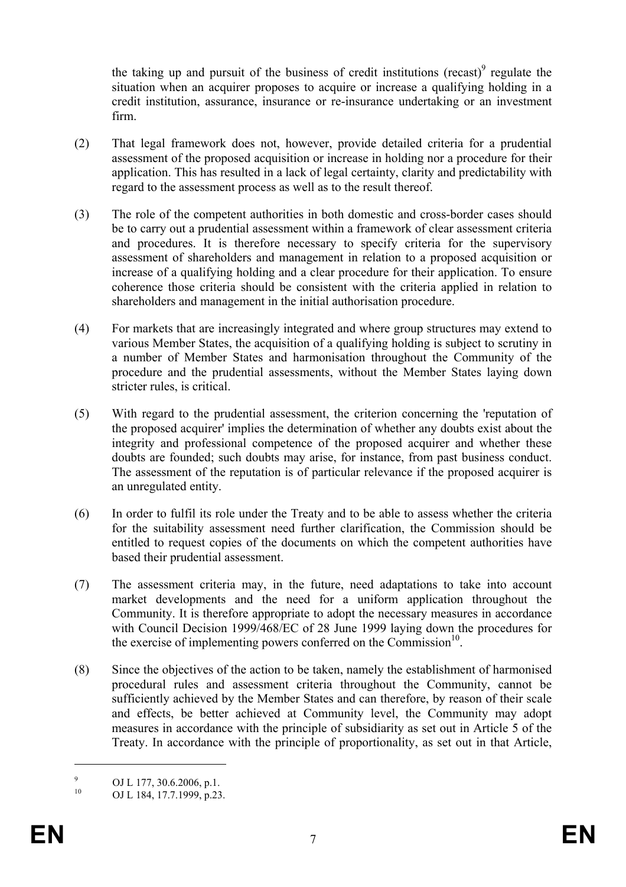the taking up and pursuit of the business of credit institutions (recast)[9] regulate the situation when an acquirer proposes to acquire or increase a qualifying holding in a credit institution, assurance, insurance or re-insurance undertaking or an investment firm.

(2) That legal framework does not, however, provide detailed criteria for a prudential assessment of the proposed acquisition or increase in holding nor a procedure for their application. This has resulted in a lack of legal certainty, clarity and predictability with regard to the assessment process as well as to the result thereof.

(3) The role of the competent authorities in both domestic and cross-border cases should be to carry out a prudential assessment within a framework of clear assessment criteria and procedures. It is therefore necessary to specify criteria for the supervisory assessment of shareholders and management in relation to a proposed acquisition or increase of a qualifying holding and a clear procedure for their application. To ensure coherence those criteria should be consistent with the criteria applied in relation to shareholders and management in the initial authorisation procedure.

(4) For markets that are increasingly integrated and where group structures may extend to various Member States, the acquisition of a qualifying holding is subject to scrutiny in a number of Member States and harmonisation throughout the Community of the procedure and the prudential assessments, without the Member States laying down stricter rules, is critical.

(5) With regard to the prudential assessment, the criterion concerning the 'reputation of the proposed acquirer' implies the determination of whether any doubts exist about the integrity and professional competence of the proposed acquirer and whether these doubts are founded; such doubts may arise, for instance, from past business conduct. The assessment of the reputation is of particular relevance if the proposed acquirer is an unregulated entity.

(6) In order to fulfil its role under the Treaty and to be able to assess whether the criteria for the suitability assessment need further clarification, the Commission should be entitled to request copies of the documents on which the competent authorities have based their prudential assessment.

(7) The assessment criteria may, in the future, need adaptations to take into account market developments and the need for a uniform application throughout the Community. It is therefore appropriate to adopt the necessary measures in accordance with Council Decision 1999/468/EC of 28 June 1999 laying down the procedures for the exercise of implementing powers conferred on the Commission[10].

(8) Since the objectives of the action to be taken, namely the establishment of harmonised procedural rules and assessment criteria throughout the Community, cannot be sufficiently achieved by the Member States and can therefore, by reason of their scale and effects, be better achieved at Community level, the Community may adopt measures in accordance with the principle of subsidiarity as set out in Article 5 of the Treaty. In accordance with the principle of proportionality, as set out in that Article,

---

[9] OJ L 177, 30.6.2006, p.1.

[10] OJ L 184, 17.7.1999, p.23.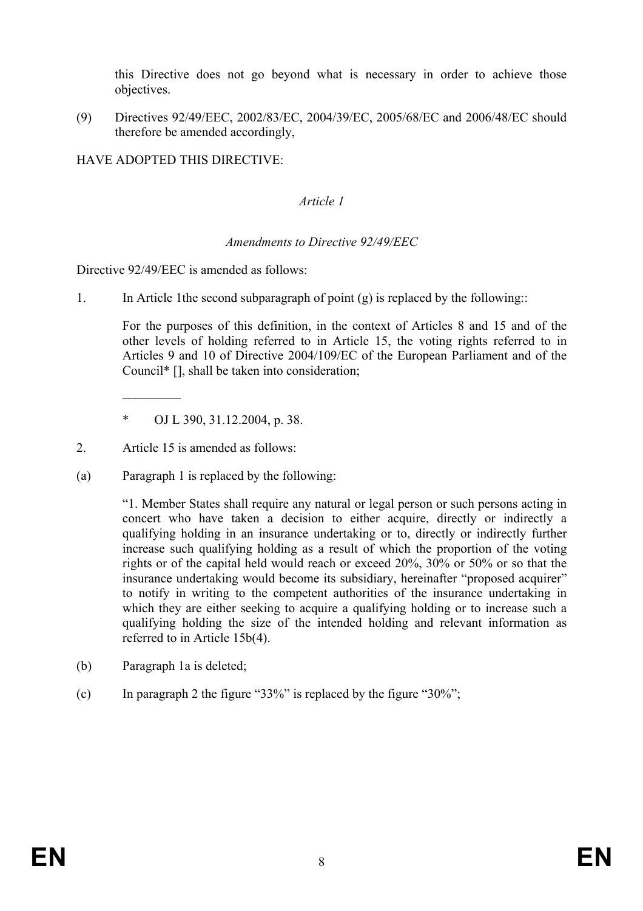this Directive does not go beyond what is necessary in order to achieve those objectives.

(9) Directives 92/49/EEC, 2002/83/EC, 2004/39/EC, 2005/68/EC and 2006/48/EC should therefore be amended accordingly,

HAVE ADOPTED THIS DIRECTIVE:

*Article 1*

*Amendments to Directive 92/49/EEC*

Directive 92/49/EEC is amended as follows:

1. In Article 1the second subparagraph of point (g) is replaced by the following::

   For the purposes of this definition, in the context of Articles 8 and 15 and of the other levels of holding referred to in Article 15, the voting rights referred to in Articles 9 and 10 of Directive 2004/109/EC of the European Parliament and of the Council* [], shall be taken into consideration;

   _________

   \* OJ L 390, 31.12.2004, p. 38.

2. Article 15 is amended as follows:

(a) Paragraph 1 is replaced by the following:

   "1. Member States shall require any natural or legal person or such persons acting in concert who have taken a decision to either acquire, directly or indirectly a qualifying holding in an insurance undertaking or to, directly or indirectly further increase such qualifying holding as a result of which the proportion of the voting rights or of the capital held would reach or exceed 20%, 30% or 50% or so that the insurance undertaking would become its subsidiary, hereinafter "proposed acquirer" to notify in writing to the competent authorities of the insurance undertaking in which they are either seeking to acquire a qualifying holding or to increase such a qualifying holding the size of the intended holding and relevant information as referred to in Article 15b(4).

(b) Paragraph 1a is deleted;

(c) In paragraph 2 the figure "33%" is replaced by the figure "30%";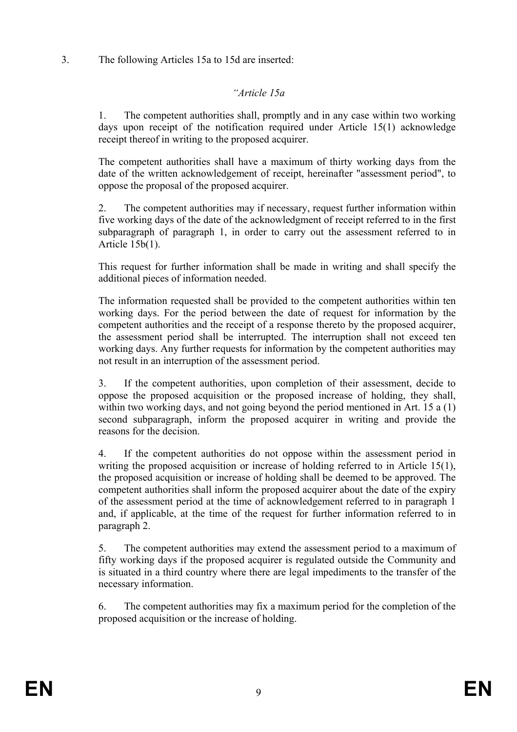3. The following Articles 15a to 15d are inserted:

*"Article 15a*

1. The competent authorities shall, promptly and in any case within two working days upon receipt of the notification required under Article 15(1) acknowledge receipt thereof in writing to the proposed acquirer.

The competent authorities shall have a maximum of thirty working days from the date of the written acknowledgement of receipt, hereinafter "assessment period", to oppose the proposal of the proposed acquirer.

2. The competent authorities may if necessary, request further information within five working days of the date of the acknowledgment of receipt referred to in the first subparagraph of paragraph 1, in order to carry out the assessment referred to in Article 15b(1).

This request for further information shall be made in writing and shall specify the additional pieces of information needed.

The information requested shall be provided to the competent authorities within ten working days. For the period between the date of request for information by the competent authorities and the receipt of a response thereto by the proposed acquirer, the assessment period shall be interrupted. The interruption shall not exceed ten working days. Any further requests for information by the competent authorities may not result in an interruption of the assessment period.

3. If the competent authorities, upon completion of their assessment, decide to oppose the proposed acquisition or the proposed increase of holding, they shall, within two working days, and not going beyond the period mentioned in Art. 15 a (1) second subparagraph, inform the proposed acquirer in writing and provide the reasons for the decision.

4. If the competent authorities do not oppose within the assessment period in writing the proposed acquisition or increase of holding referred to in Article 15(1), the proposed acquisition or increase of holding shall be deemed to be approved. The competent authorities shall inform the proposed acquirer about the date of the expiry of the assessment period at the time of acknowledgement referred to in paragraph 1 and, if applicable, at the time of the request for further information referred to in paragraph 2.

5. The competent authorities may extend the assessment period to a maximum of fifty working days if the proposed acquirer is regulated outside the Community and is situated in a third country where there are legal impediments to the transfer of the necessary information.

6. The competent authorities may fix a maximum period for the completion of the proposed acquisition or the increase of holding.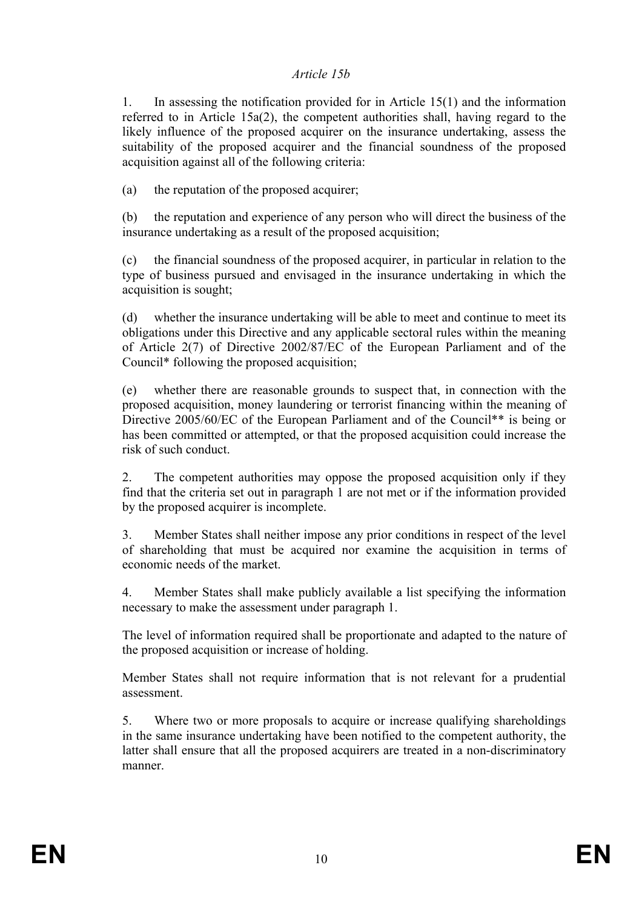*Article 15b*

1. In assessing the notification provided for in Article 15(1) and the information referred to in Article 15a(2), the competent authorities shall, having regard to the likely influence of the proposed acquirer on the insurance undertaking, assess the suitability of the proposed acquirer and the financial soundness of the proposed acquisition against all of the following criteria:

(a) the reputation of the proposed acquirer;

(b) the reputation and experience of any person who will direct the business of the insurance undertaking as a result of the proposed acquisition;

(c) the financial soundness of the proposed acquirer, in particular in relation to the type of business pursued and envisaged in the insurance undertaking in which the acquisition is sought;

(d) whether the insurance undertaking will be able to meet and continue to meet its obligations under this Directive and any applicable sectoral rules within the meaning of Article 2(7) of Directive 2002/87/EC of the European Parliament and of the Council* following the proposed acquisition;

(e) whether there are reasonable grounds to suspect that, in connection with the proposed acquisition, money laundering or terrorist financing within the meaning of Directive 2005/60/EC of the European Parliament and of the Council** is being or has been committed or attempted, or that the proposed acquisition could increase the risk of such conduct.

2. The competent authorities may oppose the proposed acquisition only if they find that the criteria set out in paragraph 1 are not met or if the information provided by the proposed acquirer is incomplete.

3. Member States shall neither impose any prior conditions in respect of the level of shareholding that must be acquired nor examine the acquisition in terms of economic needs of the market.

4. Member States shall make publicly available a list specifying the information necessary to make the assessment under paragraph 1.

The level of information required shall be proportionate and adapted to the nature of the proposed acquisition or increase of holding.

Member States shall not require information that is not relevant for a prudential assessment.

5. Where two or more proposals to acquire or increase qualifying shareholdings in the same insurance undertaking have been notified to the competent authority, the latter shall ensure that all the proposed acquirers are treated in a non-discriminatory manner.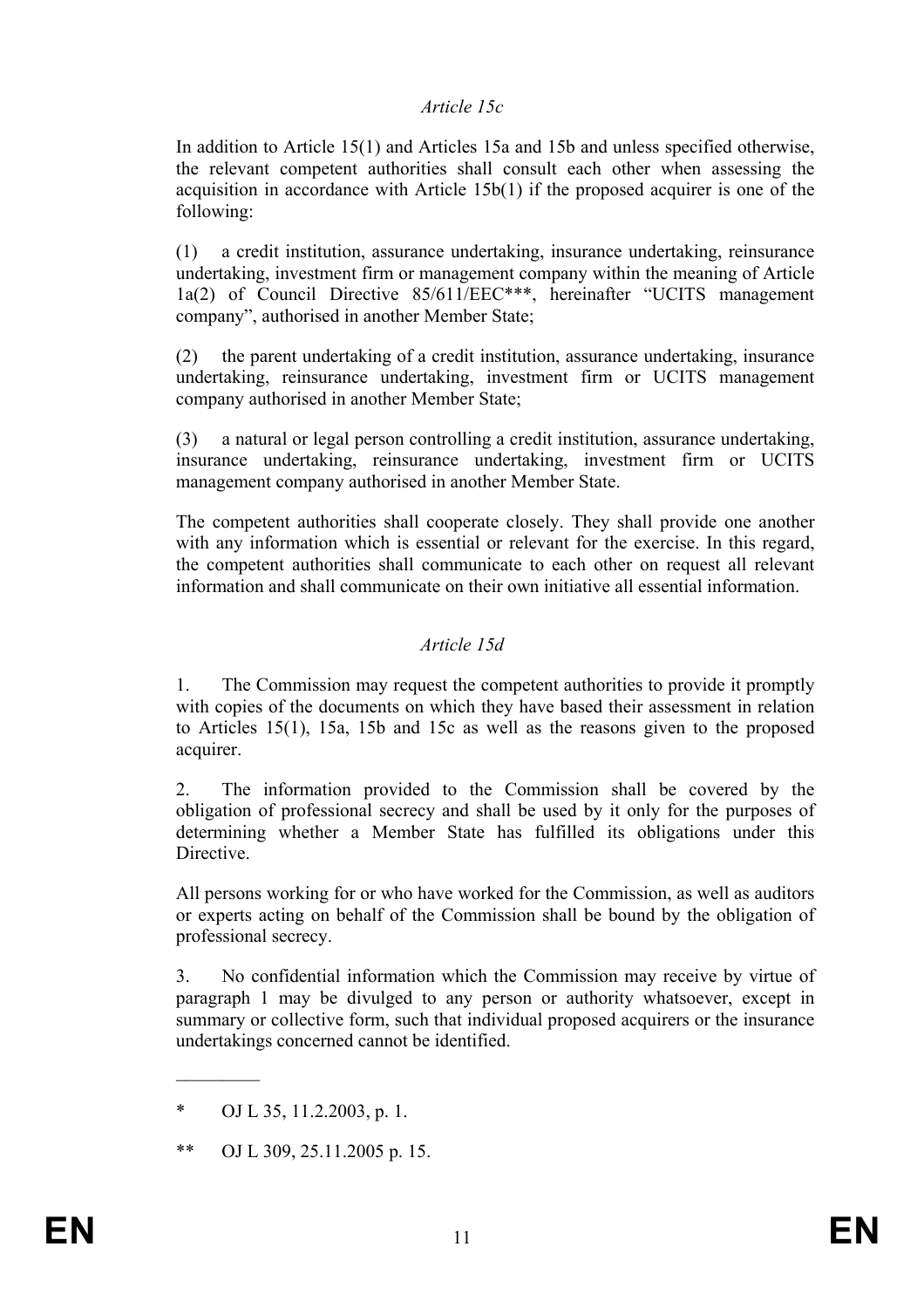*Article 15c*

In addition to Article 15(1) and Articles 15a and 15b and unless specified otherwise, the relevant competent authorities shall consult each other when assessing the acquisition in accordance with Article 15b(1) if the proposed acquirer is one of the following:

(1) a credit institution, assurance undertaking, insurance undertaking, reinsurance undertaking, investment firm or management company within the meaning of Article 1a(2) of Council Directive 85/611/EEC***, hereinafter "UCITS management company", authorised in another Member State;

(2) the parent undertaking of a credit institution, assurance undertaking, insurance undertaking, reinsurance undertaking, investment firm or UCITS management company authorised in another Member State;

(3) a natural or legal person controlling a credit institution, assurance undertaking, insurance undertaking, reinsurance undertaking, investment firm or UCITS management company authorised in another Member State.

The competent authorities shall cooperate closely. They shall provide one another with any information which is essential or relevant for the exercise. In this regard, the competent authorities shall communicate to each other on request all relevant information and shall communicate on their own initiative all essential information.

*Article 15d*

1. The Commission may request the competent authorities to provide it promptly with copies of the documents on which they have based their assessment in relation to Articles 15(1), 15a, 15b and 15c as well as the reasons given to the proposed acquirer.

2. The information provided to the Commission shall be covered by the obligation of professional secrecy and shall be used by it only for the purposes of determining whether a Member State has fulfilled its obligations under this Directive.

All persons working for or who have worked for the Commission, as well as auditors or experts acting on behalf of the Commission shall be bound by the obligation of professional secrecy.

3. No confidential information which the Commission may receive by virtue of paragraph 1 may be divulged to any person or authority whatsoever, except in summary or collective form, such that individual proposed acquirers or the insurance undertakings concerned cannot be identified.

---

\* OJ L 35, 11.2.2003, p. 1.

\*\* OJ L 309, 25.11.2005 p. 15.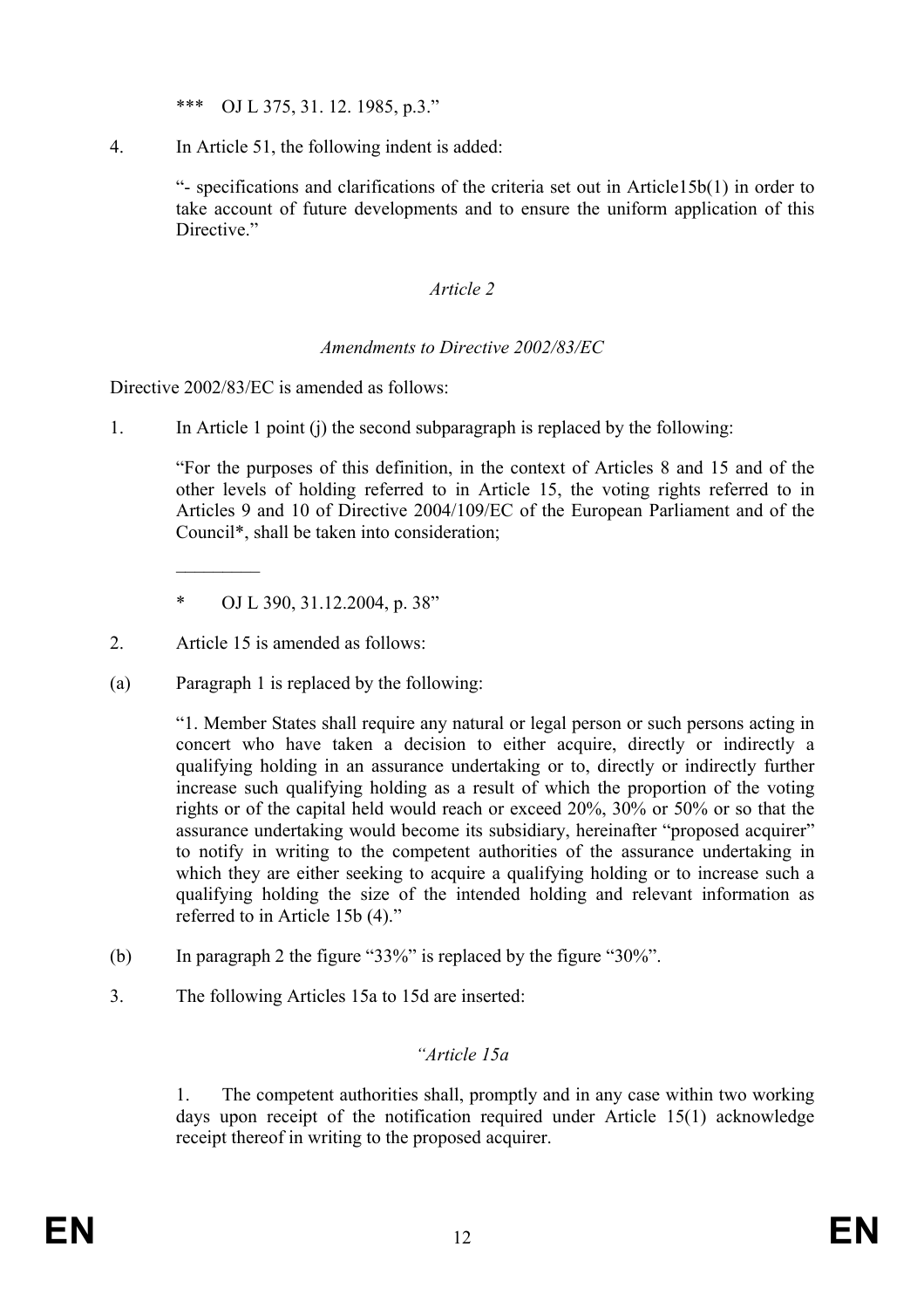\*\*\* OJ L 375, 31. 12. 1985, p.3."

4. In Article 51, the following indent is added:

   "- specifications and clarifications of the criteria set out in Article15b(1) in order to take account of future developments and to ensure the uniform application of this Directive."

*Article 2*

*Amendments to Directive 2002/83/EC*

Directive 2002/83/EC is amended as follows:

1. In Article 1 point (j) the second subparagraph is replaced by the following:

   "For the purposes of this definition, in the context of Articles 8 and 15 and of the other levels of holding referred to in Article 15, the voting rights referred to in Articles 9 and 10 of Directive 2004/109/EC of the European Parliament and of the Council\*, shall be taken into consideration;

   \_\_\_\_\_\_\_\_\_

   \* OJ L 390, 31.12.2004, p. 38"

2. Article 15 is amended as follows:

(a) Paragraph 1 is replaced by the following:

   "1. Member States shall require any natural or legal person or such persons acting in concert who have taken a decision to either acquire, directly or indirectly a qualifying holding in an assurance undertaking or to, directly or indirectly further increase such qualifying holding as a result of which the proportion of the voting rights or of the capital held would reach or exceed 20%, 30% or 50% or so that the assurance undertaking would become its subsidiary, hereinafter "proposed acquirer" to notify in writing to the competent authorities of the assurance undertaking in which they are either seeking to acquire a qualifying holding or to increase such a qualifying holding the size of the intended holding and relevant information as referred to in Article 15b (4)."

(b) In paragraph 2 the figure "33%" is replaced by the figure "30%".

3. The following Articles 15a to 15d are inserted:

*"Article 15a*

1. The competent authorities shall, promptly and in any case within two working days upon receipt of the notification required under Article 15(1) acknowledge receipt thereof in writing to the proposed acquirer.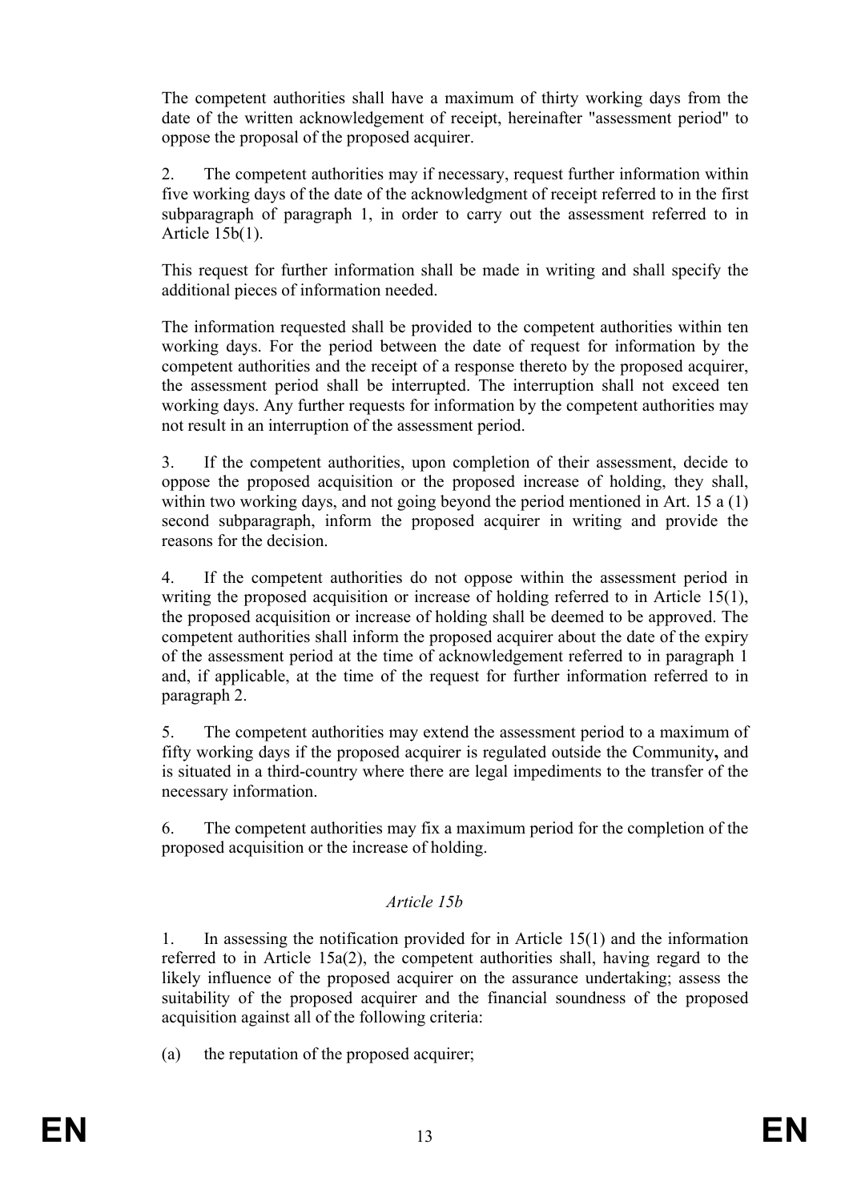The competent authorities shall have a maximum of thirty working days from the date of the written acknowledgement of receipt, hereinafter "assessment period" to oppose the proposal of the proposed acquirer.

2. The competent authorities may if necessary, request further information within five working days of the date of the acknowledgment of receipt referred to in the first subparagraph of paragraph 1, in order to carry out the assessment referred to in Article 15b(1).

This request for further information shall be made in writing and shall specify the additional pieces of information needed.

The information requested shall be provided to the competent authorities within ten working days. For the period between the date of request for information by the competent authorities and the receipt of a response thereto by the proposed acquirer, the assessment period shall be interrupted. The interruption shall not exceed ten working days. Any further requests for information by the competent authorities may not result in an interruption of the assessment period.

3. If the competent authorities, upon completion of their assessment, decide to oppose the proposed acquisition or the proposed increase of holding, they shall, within two working days, and not going beyond the period mentioned in Art. 15 a (1) second subparagraph, inform the proposed acquirer in writing and provide the reasons for the decision.

4. If the competent authorities do not oppose within the assessment period in writing the proposed acquisition or increase of holding referred to in Article 15(1), the proposed acquisition or increase of holding shall be deemed to be approved. The competent authorities shall inform the proposed acquirer about the date of the expiry of the assessment period at the time of acknowledgement referred to in paragraph 1 and, if applicable, at the time of the request for further information referred to in paragraph 2.

5. The competent authorities may extend the assessment period to a maximum of fifty working days if the proposed acquirer is regulated outside the Community**,** and is situated in a third-country where there are legal impediments to the transfer of the necessary information.

6. The competent authorities may fix a maximum period for the completion of the proposed acquisition or the increase of holding.

*Article 15b*

1. In assessing the notification provided for in Article 15(1) and the information referred to in Article 15a(2), the competent authorities shall, having regard to the likely influence of the proposed acquirer on the assurance undertaking; assess the suitability of the proposed acquirer and the financial soundness of the proposed acquisition against all of the following criteria:

(a) the reputation of the proposed acquirer;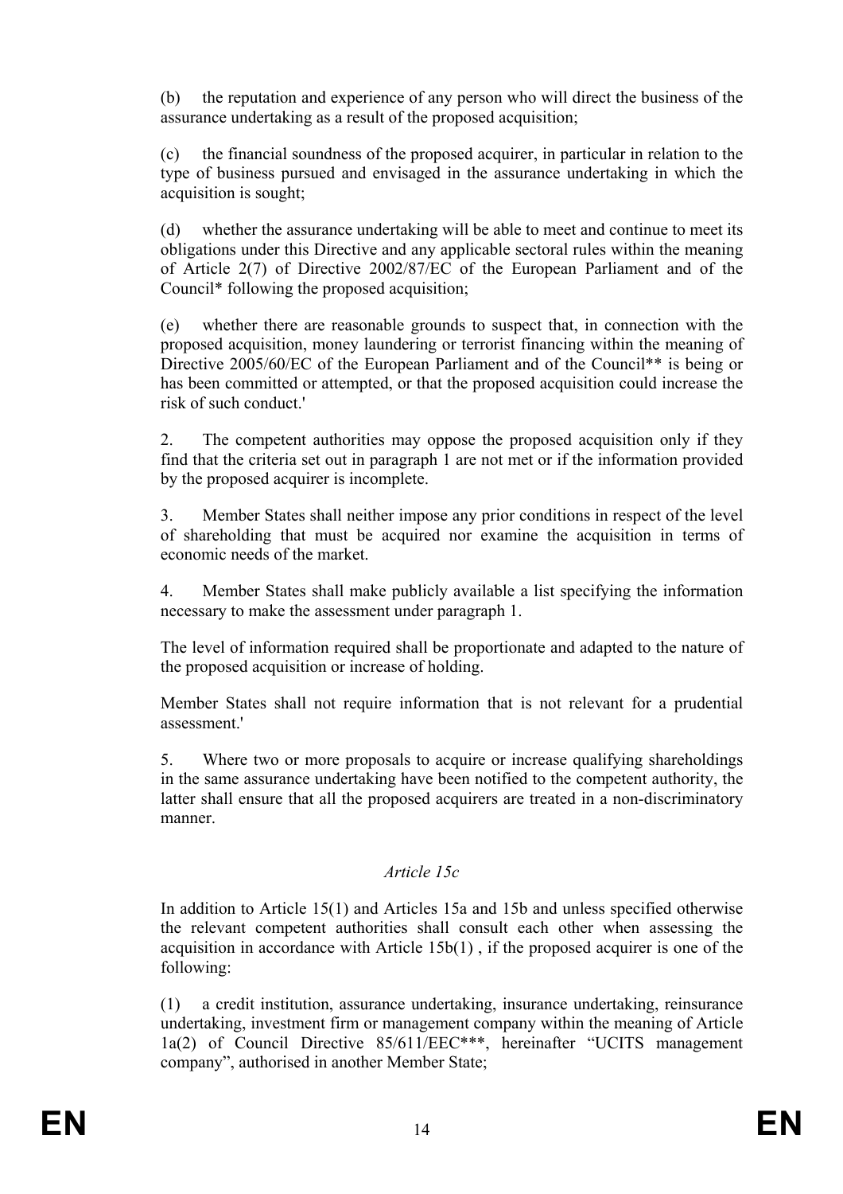(b) the reputation and experience of any person who will direct the business of the assurance undertaking as a result of the proposed acquisition;

(c) the financial soundness of the proposed acquirer, in particular in relation to the type of business pursued and envisaged in the assurance undertaking in which the acquisition is sought;

(d) whether the assurance undertaking will be able to meet and continue to meet its obligations under this Directive and any applicable sectoral rules within the meaning of Article 2(7) of Directive 2002/87/EC of the European Parliament and of the Council* following the proposed acquisition;

(e) whether there are reasonable grounds to suspect that, in connection with the proposed acquisition, money laundering or terrorist financing within the meaning of Directive 2005/60/EC of the European Parliament and of the Council** is being or has been committed or attempted, or that the proposed acquisition could increase the risk of such conduct.'

2. The competent authorities may oppose the proposed acquisition only if they find that the criteria set out in paragraph 1 are not met or if the information provided by the proposed acquirer is incomplete.

3. Member States shall neither impose any prior conditions in respect of the level of shareholding that must be acquired nor examine the acquisition in terms of economic needs of the market.

4. Member States shall make publicly available a list specifying the information necessary to make the assessment under paragraph 1.

The level of information required shall be proportionate and adapted to the nature of the proposed acquisition or increase of holding.

Member States shall not require information that is not relevant for a prudential assessment.'

5. Where two or more proposals to acquire or increase qualifying shareholdings in the same assurance undertaking have been notified to the competent authority, the latter shall ensure that all the proposed acquirers are treated in a non-discriminatory manner.

*Article 15c*

In addition to Article 15(1) and Articles 15a and 15b and unless specified otherwise the relevant competent authorities shall consult each other when assessing the acquisition in accordance with Article 15b(1) , if the proposed acquirer is one of the following:

(1) a credit institution, assurance undertaking, insurance undertaking, reinsurance undertaking, investment firm or management company within the meaning of Article 1a(2) of Council Directive 85/611/EEC***, hereinafter "UCITS management company", authorised in another Member State;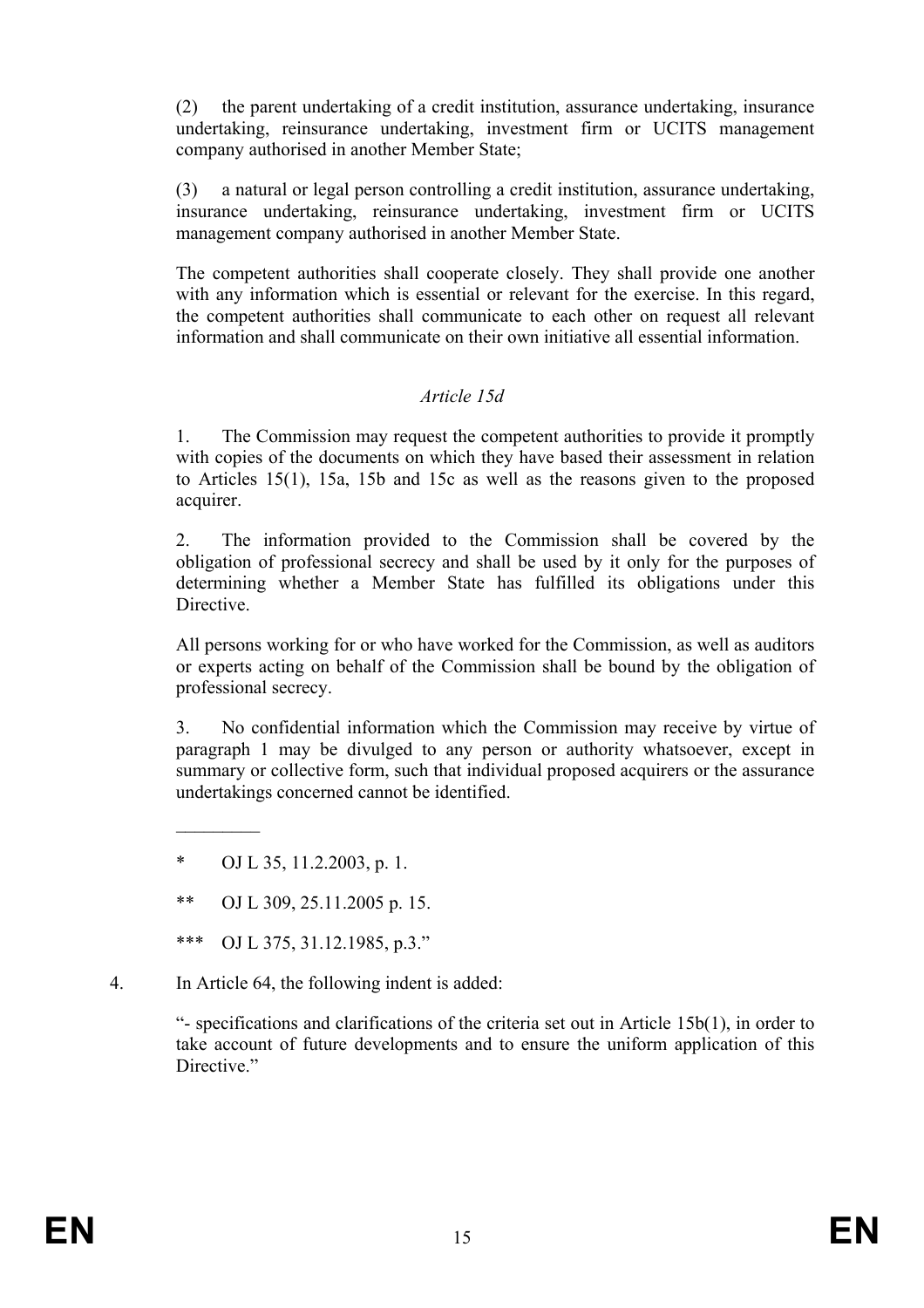(2) the parent undertaking of a credit institution, assurance undertaking, insurance undertaking, reinsurance undertaking, investment firm or UCITS management company authorised in another Member State;

(3) a natural or legal person controlling a credit institution, assurance undertaking, insurance undertaking, reinsurance undertaking, investment firm or UCITS management company authorised in another Member State.

The competent authorities shall cooperate closely. They shall provide one another with any information which is essential or relevant for the exercise. In this regard, the competent authorities shall communicate to each other on request all relevant information and shall communicate on their own initiative all essential information.

*Article 15d*

1. The Commission may request the competent authorities to provide it promptly with copies of the documents on which they have based their assessment in relation to Articles 15(1), 15a, 15b and 15c as well as the reasons given to the proposed acquirer.

2. The information provided to the Commission shall be covered by the obligation of professional secrecy and shall be used by it only for the purposes of determining whether a Member State has fulfilled its obligations under this Directive.

All persons working for or who have worked for the Commission, as well as auditors or experts acting on behalf of the Commission shall be bound by the obligation of professional secrecy.

3. No confidential information which the Commission may receive by virtue of paragraph 1 may be divulged to any person or authority whatsoever, except in summary or collective form, such that individual proposed acquirers or the assurance undertakings concerned cannot be identified.

_________

\* OJ L 35, 11.2.2003, p. 1.

\*\* OJ L 309, 25.11.2005 p. 15.

\*\*\* OJ L 375, 31.12.1985, p.3."

4. In Article 64, the following indent is added:

"- specifications and clarifications of the criteria set out in Article 15b(1), in order to take account of future developments and to ensure the uniform application of this Directive."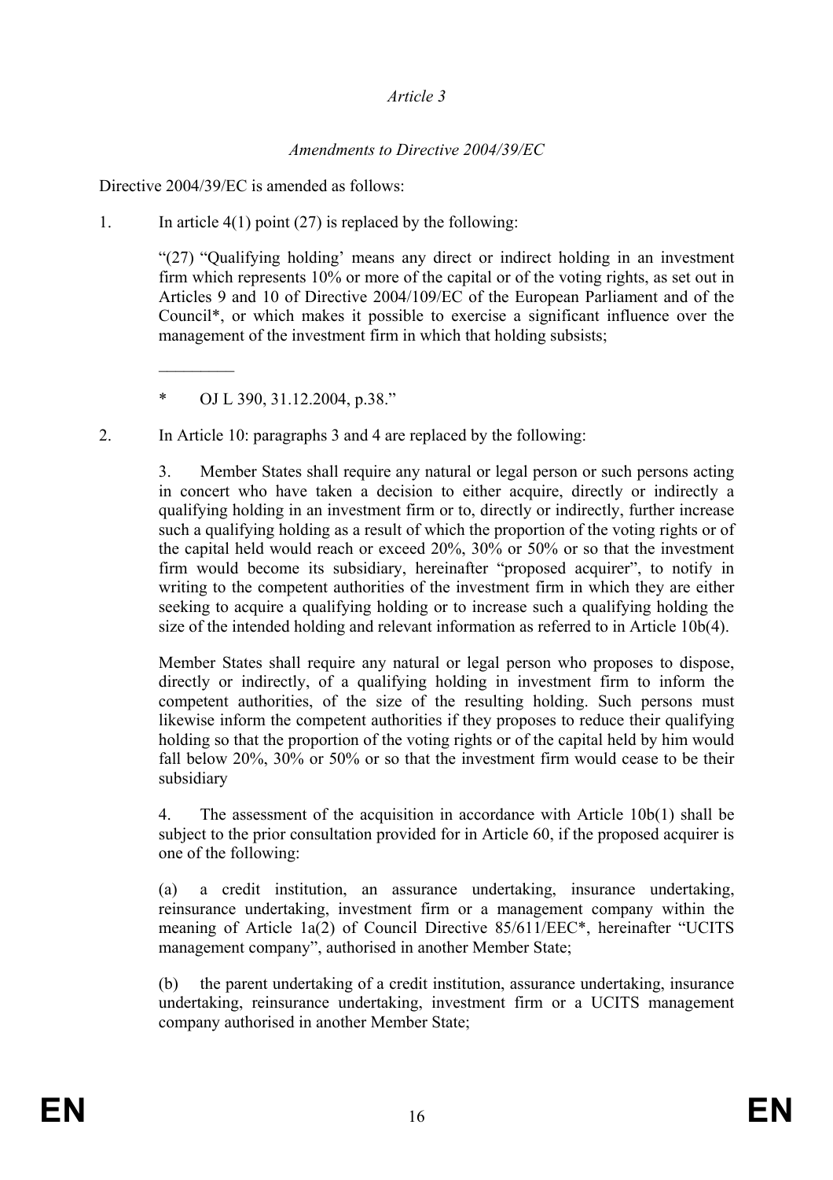*Article 3*

*Amendments to Directive 2004/39/EC*

Directive 2004/39/EC is amended as follows:

1. In article 4(1) point (27) is replaced by the following:

   "(27) "Qualifying holding' means any direct or indirect holding in an investment firm which represents 10% or more of the capital or of the voting rights, as set out in Articles 9 and 10 of Directive 2004/109/EC of the European Parliament and of the Council*, or which makes it possible to exercise a significant influence over the management of the investment firm in which that holding subsists;

   _________

   * OJ L 390, 31.12.2004, p.38."

2. In Article 10: paragraphs 3 and 4 are replaced by the following:

   3. Member States shall require any natural or legal person or such persons acting in concert who have taken a decision to either acquire, directly or indirectly a qualifying holding in an investment firm or to, directly or indirectly, further increase such a qualifying holding as a result of which the proportion of the voting rights or of the capital held would reach or exceed 20%, 30% or 50% or so that the investment firm would become its subsidiary, hereinafter "proposed acquirer", to notify in writing to the competent authorities of the investment firm in which they are either seeking to acquire a qualifying holding or to increase such a qualifying holding the size of the intended holding and relevant information as referred to in Article 10b(4).

   Member States shall require any natural or legal person who proposes to dispose, directly or indirectly, of a qualifying holding in investment firm to inform the competent authorities, of the size of the resulting holding. Such persons must likewise inform the competent authorities if they proposes to reduce their qualifying holding so that the proportion of the voting rights or of the capital held by him would fall below 20%, 30% or 50% or so that the investment firm would cease to be their subsidiary

   4. The assessment of the acquisition in accordance with Article 10b(1) shall be subject to the prior consultation provided for in Article 60, if the proposed acquirer is one of the following:

   (a) a credit institution, an assurance undertaking, insurance undertaking, reinsurance undertaking, investment firm or a management company within the meaning of Article 1a(2) of Council Directive 85/611/EEC*, hereinafter "UCITS management company", authorised in another Member State;

   (b) the parent undertaking of a credit institution, assurance undertaking, insurance undertaking, reinsurance undertaking, investment firm or a UCITS management company authorised in another Member State;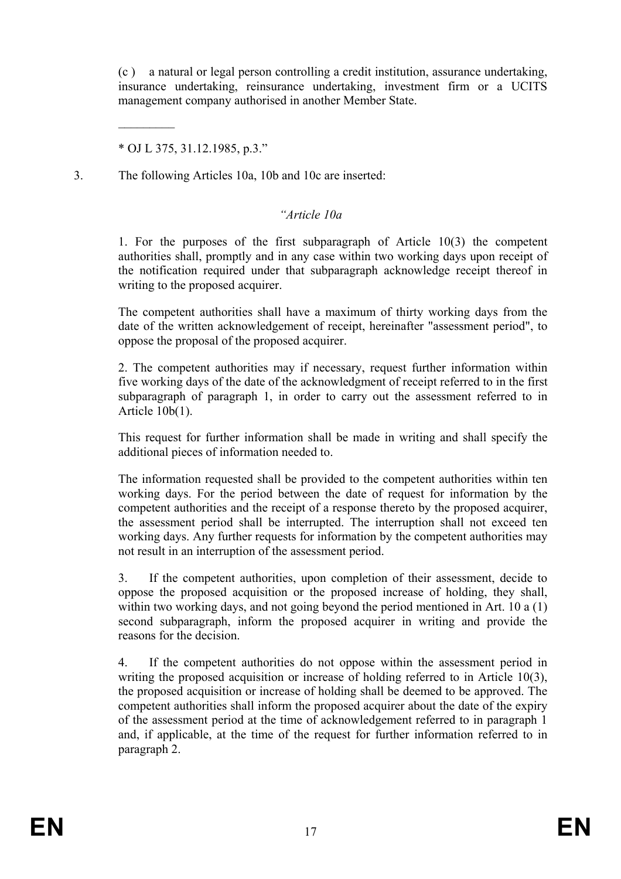(c ) a natural or legal person controlling a credit institution, assurance undertaking, insurance undertaking, reinsurance undertaking, investment firm or a UCITS management company authorised in another Member State.

_________

* OJ L 375, 31.12.1985, p.3."

3. The following Articles 10a, 10b and 10c are inserted:

*"Article 10a*

1. For the purposes of the first subparagraph of Article 10(3) the competent authorities shall, promptly and in any case within two working days upon receipt of the notification required under that subparagraph acknowledge receipt thereof in writing to the proposed acquirer.

The competent authorities shall have a maximum of thirty working days from the date of the written acknowledgement of receipt, hereinafter "assessment period", to oppose the proposal of the proposed acquirer.

2. The competent authorities may if necessary, request further information within five working days of the date of the acknowledgment of receipt referred to in the first subparagraph of paragraph 1, in order to carry out the assessment referred to in Article 10b(1).

This request for further information shall be made in writing and shall specify the additional pieces of information needed to.

The information requested shall be provided to the competent authorities within ten working days. For the period between the date of request for information by the competent authorities and the receipt of a response thereto by the proposed acquirer, the assessment period shall be interrupted. The interruption shall not exceed ten working days. Any further requests for information by the competent authorities may not result in an interruption of the assessment period.

3. If the competent authorities, upon completion of their assessment, decide to oppose the proposed acquisition or the proposed increase of holding, they shall, within two working days, and not going beyond the period mentioned in Art. 10 a (1) second subparagraph, inform the proposed acquirer in writing and provide the reasons for the decision.

4. If the competent authorities do not oppose within the assessment period in writing the proposed acquisition or increase of holding referred to in Article 10(3), the proposed acquisition or increase of holding shall be deemed to be approved. The competent authorities shall inform the proposed acquirer about the date of the expiry of the assessment period at the time of acknowledgement referred to in paragraph 1 and, if applicable, at the time of the request for further information referred to in paragraph 2.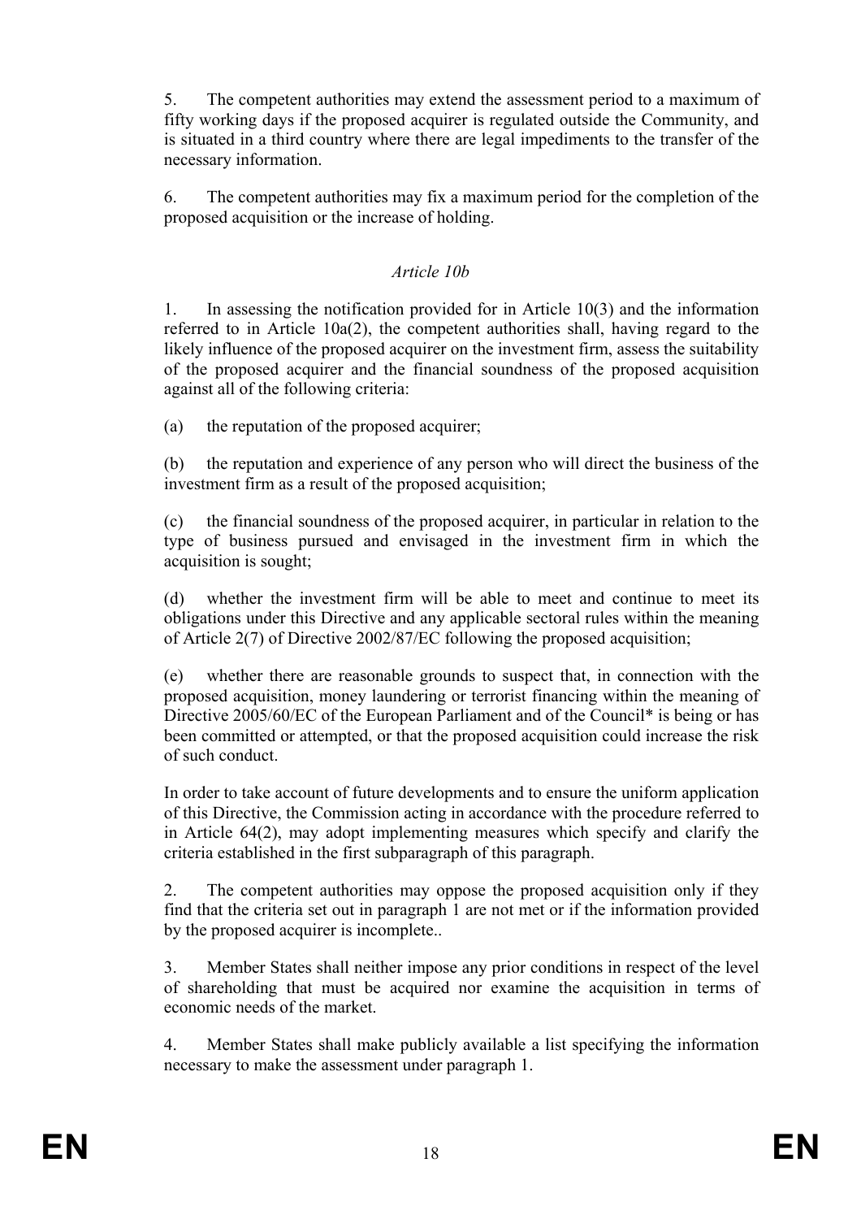5. The competent authorities may extend the assessment period to a maximum of fifty working days if the proposed acquirer is regulated outside the Community, and is situated in a third country where there are legal impediments to the transfer of the necessary information.

6. The competent authorities may fix a maximum period for the completion of the proposed acquisition or the increase of holding.

*Article 10b*

1. In assessing the notification provided for in Article 10(3) and the information referred to in Article 10a(2), the competent authorities shall, having regard to the likely influence of the proposed acquirer on the investment firm, assess the suitability of the proposed acquirer and the financial soundness of the proposed acquisition against all of the following criteria:

(a) the reputation of the proposed acquirer;

(b) the reputation and experience of any person who will direct the business of the investment firm as a result of the proposed acquisition;

(c) the financial soundness of the proposed acquirer, in particular in relation to the type of business pursued and envisaged in the investment firm in which the acquisition is sought;

(d) whether the investment firm will be able to meet and continue to meet its obligations under this Directive and any applicable sectoral rules within the meaning of Article 2(7) of Directive 2002/87/EC following the proposed acquisition;

(e) whether there are reasonable grounds to suspect that, in connection with the proposed acquisition, money laundering or terrorist financing within the meaning of Directive 2005/60/EC of the European Parliament and of the Council* is being or has been committed or attempted, or that the proposed acquisition could increase the risk of such conduct.

In order to take account of future developments and to ensure the uniform application of this Directive, the Commission acting in accordance with the procedure referred to in Article 64(2), may adopt implementing measures which specify and clarify the criteria established in the first subparagraph of this paragraph.

2. The competent authorities may oppose the proposed acquisition only if they find that the criteria set out in paragraph 1 are not met or if the information provided by the proposed acquirer is incomplete..

3. Member States shall neither impose any prior conditions in respect of the level of shareholding that must be acquired nor examine the acquisition in terms of economic needs of the market.

4. Member States shall make publicly available a list specifying the information necessary to make the assessment under paragraph 1.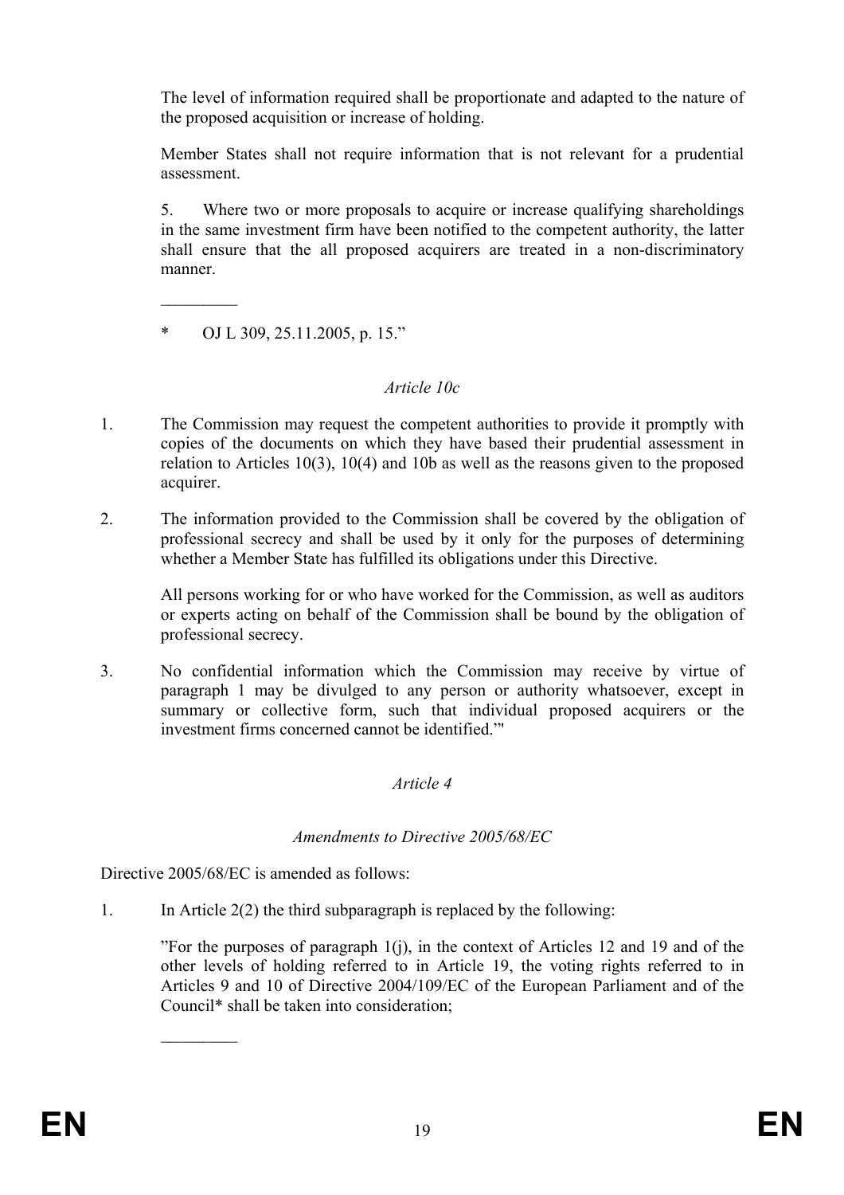The level of information required shall be proportionate and adapted to the nature of the proposed acquisition or increase of holding.

Member States shall not require information that is not relevant for a prudential assessment.

5. Where two or more proposals to acquire or increase qualifying shareholdings in the same investment firm have been notified to the competent authority, the latter shall ensure that the all proposed acquirers are treated in a non-discriminatory manner.

_________

\* OJ L 309, 25.11.2005, p. 15."

*Article 10c*

1. The Commission may request the competent authorities to provide it promptly with copies of the documents on which they have based their prudential assessment in relation to Articles 10(3), 10(4) and 10b as well as the reasons given to the proposed acquirer.

2. The information provided to the Commission shall be covered by the obligation of professional secrecy and shall be used by it only for the purposes of determining whether a Member State has fulfilled its obligations under this Directive.

   All persons working for or who have worked for the Commission, as well as auditors or experts acting on behalf of the Commission shall be bound by the obligation of professional secrecy.

3. No confidential information which the Commission may receive by virtue of paragraph 1 may be divulged to any person or authority whatsoever, except in summary or collective form, such that individual proposed acquirers or the investment firms concerned cannot be identified.'"

*Article 4*

*Amendments to Directive 2005/68/EC*

Directive 2005/68/EC is amended as follows:

1. In Article 2(2) the third subparagraph is replaced by the following:

   "For the purposes of paragraph 1(j), in the context of Articles 12 and 19 and of the other levels of holding referred to in Article 19, the voting rights referred to in Articles 9 and 10 of Directive 2004/109/EC of the European Parliament and of the Council* shall be taken into consideration;

_________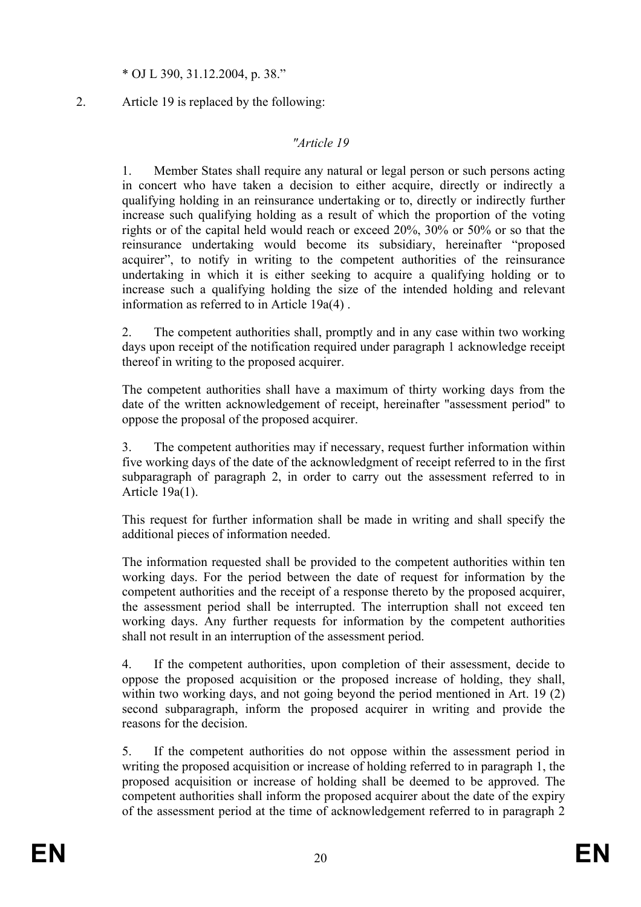* OJ L 390, 31.12.2004, p. 38."

2. Article 19 is replaced by the following:

*"Article 19*

1. Member States shall require any natural or legal person or such persons acting in concert who have taken a decision to either acquire, directly or indirectly a qualifying holding in an reinsurance undertaking or to, directly or indirectly further increase such qualifying holding as a result of which the proportion of the voting rights or of the capital held would reach or exceed 20%, 30% or 50% or so that the reinsurance undertaking would become its subsidiary, hereinafter "proposed acquirer", to notify in writing to the competent authorities of the reinsurance undertaking in which it is either seeking to acquire a qualifying holding or to increase such a qualifying holding the size of the intended holding and relevant information as referred to in Article 19a(4) .

2. The competent authorities shall, promptly and in any case within two working days upon receipt of the notification required under paragraph 1 acknowledge receipt thereof in writing to the proposed acquirer.

The competent authorities shall have a maximum of thirty working days from the date of the written acknowledgement of receipt, hereinafter "assessment period" to oppose the proposal of the proposed acquirer.

3. The competent authorities may if necessary, request further information within five working days of the date of the acknowledgment of receipt referred to in the first subparagraph of paragraph 2, in order to carry out the assessment referred to in Article 19a(1).

This request for further information shall be made in writing and shall specify the additional pieces of information needed.

The information requested shall be provided to the competent authorities within ten working days. For the period between the date of request for information by the competent authorities and the receipt of a response thereto by the proposed acquirer, the assessment period shall be interrupted. The interruption shall not exceed ten working days. Any further requests for information by the competent authorities shall not result in an interruption of the assessment period.

4. If the competent authorities, upon completion of their assessment, decide to oppose the proposed acquisition or the proposed increase of holding, they shall, within two working days, and not going beyond the period mentioned in Art. 19 (2) second subparagraph, inform the proposed acquirer in writing and provide the reasons for the decision.

5. If the competent authorities do not oppose within the assessment period in writing the proposed acquisition or increase of holding referred to in paragraph 1, the proposed acquisition or increase of holding shall be deemed to be approved. The competent authorities shall inform the proposed acquirer about the date of the expiry of the assessment period at the time of acknowledgement referred to in paragraph 2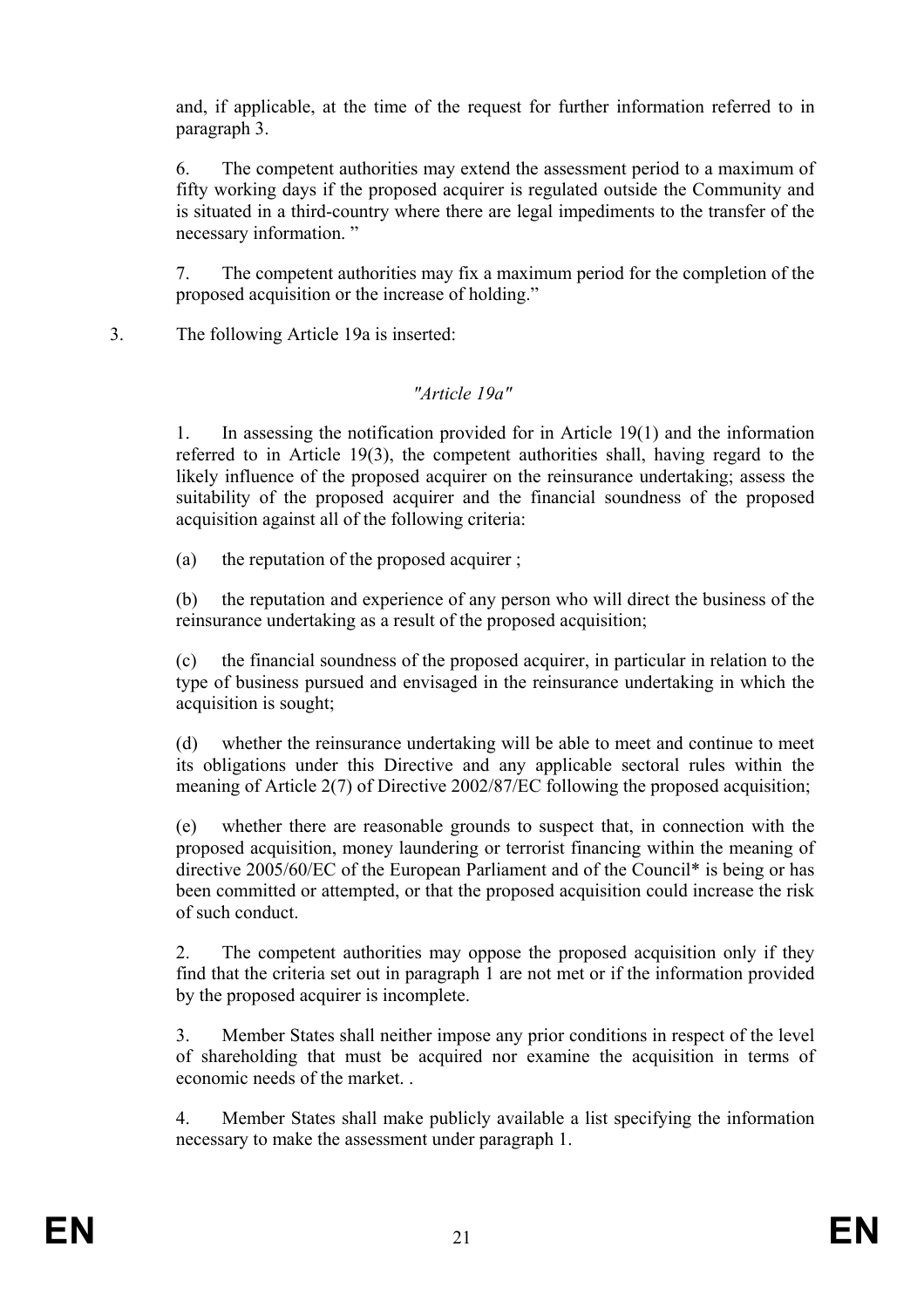and, if applicable, at the time of the request for further information referred to in paragraph 3.

6. The competent authorities may extend the assessment period to a maximum of fifty working days if the proposed acquirer is regulated outside the Community and is situated in a third-country where there are legal impediments to the transfer of the necessary information. "

7. The competent authorities may fix a maximum period for the completion of the proposed acquisition or the increase of holding."

3. The following Article 19a is inserted:

*"Article 19a"*

1. In assessing the notification provided for in Article 19(1) and the information referred to in Article 19(3), the competent authorities shall, having regard to the likely influence of the proposed acquirer on the reinsurance undertaking; assess the suitability of the proposed acquirer and the financial soundness of the proposed acquisition against all of the following criteria:

(a) the reputation of the proposed acquirer ;

(b) the reputation and experience of any person who will direct the business of the reinsurance undertaking as a result of the proposed acquisition;

(c) the financial soundness of the proposed acquirer, in particular in relation to the type of business pursued and envisaged in the reinsurance undertaking in which the acquisition is sought;

(d) whether the reinsurance undertaking will be able to meet and continue to meet its obligations under this Directive and any applicable sectoral rules within the meaning of Article 2(7) of Directive 2002/87/EC following the proposed acquisition;

(e) whether there are reasonable grounds to suspect that, in connection with the proposed acquisition, money laundering or terrorist financing within the meaning of directive 2005/60/EC of the European Parliament and of the Council* is being or has been committed or attempted, or that the proposed acquisition could increase the risk of such conduct.

2. The competent authorities may oppose the proposed acquisition only if they find that the criteria set out in paragraph 1 are not met or if the information provided by the proposed acquirer is incomplete.

3. Member States shall neither impose any prior conditions in respect of the level of shareholding that must be acquired nor examine the acquisition in terms of economic needs of the market. .

4. Member States shall make publicly available a list specifying the information necessary to make the assessment under paragraph 1.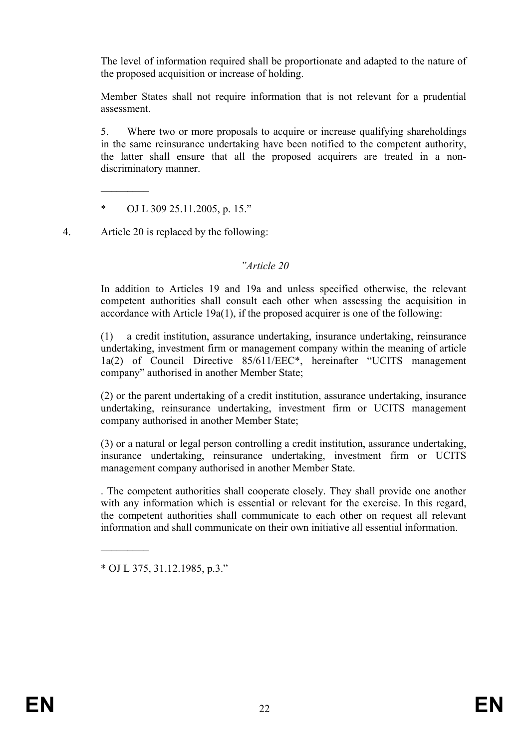The level of information required shall be proportionate and adapted to the nature of the proposed acquisition or increase of holding.

Member States shall not require information that is not relevant for a prudential assessment.

5. Where two or more proposals to acquire or increase qualifying shareholdings in the same reinsurance undertaking have been notified to the competent authority, the latter shall ensure that all the proposed acquirers are treated in a non-discriminatory manner.

_________

\* OJ L 309 25.11.2005, p. 15."

4. Article 20 is replaced by the following:

*"Article 20*

In addition to Articles 19 and 19a and unless specified otherwise, the relevant competent authorities shall consult each other when assessing the acquisition in accordance with Article 19a(1), if the proposed acquirer is one of the following:

(1) a credit institution, assurance undertaking, insurance undertaking, reinsurance undertaking, investment firm or management company within the meaning of article 1a(2) of Council Directive 85/611/EEC*, hereinafter "UCITS management company" authorised in another Member State;

(2) or the parent undertaking of a credit institution, assurance undertaking, insurance undertaking, reinsurance undertaking, investment firm or UCITS management company authorised in another Member State;

(3) or a natural or legal person controlling a credit institution, assurance undertaking, insurance undertaking, reinsurance undertaking, investment firm or UCITS management company authorised in another Member State.

. The competent authorities shall cooperate closely. They shall provide one another with any information which is essential or relevant for the exercise. In this regard, the competent authorities shall communicate to each other on request all relevant information and shall communicate on their own initiative all essential information.

_________

\* OJ L 375, 31.12.1985, p.3."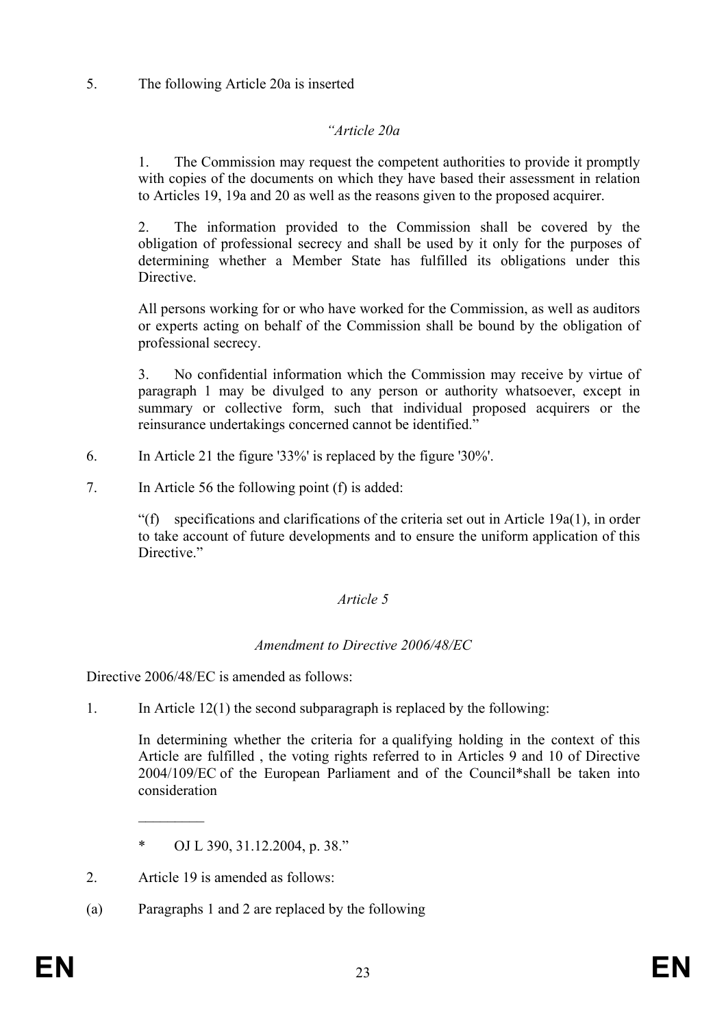5. The following Article 20a is inserted

*"Article 20a*

1. The Commission may request the competent authorities to provide it promptly with copies of the documents on which they have based their assessment in relation to Articles 19, 19a and 20 as well as the reasons given to the proposed acquirer.

2. The information provided to the Commission shall be covered by the obligation of professional secrecy and shall be used by it only for the purposes of determining whether a Member State has fulfilled its obligations under this Directive.

All persons working for or who have worked for the Commission, as well as auditors or experts acting on behalf of the Commission shall be bound by the obligation of professional secrecy.

3. No confidential information which the Commission may receive by virtue of paragraph 1 may be divulged to any person or authority whatsoever, except in summary or collective form, such that individual proposed acquirers or the reinsurance undertakings concerned cannot be identified."

6. In Article 21 the figure '33%' is replaced by the figure '30%'.

7. In Article 56 the following point (f) is added:

"(f) specifications and clarifications of the criteria set out in Article 19a(1), in order to take account of future developments and to ensure the uniform application of this Directive."

*Article 5*

*Amendment to Directive 2006/48/EC*

Directive 2006/48/EC is amended as follows:

1. In Article 12(1) the second subparagraph is replaced by the following:

In determining whether the criteria for a qualifying holding in the context of this Article are fulfilled , the voting rights referred to in Articles 9 and 10 of Directive 2004/109/EC of the European Parliament and of the Council*shall be taken into consideration

_________

\* OJ L 390, 31.12.2004, p. 38."

2. Article 19 is amended as follows:

(a) Paragraphs 1 and 2 are replaced by the following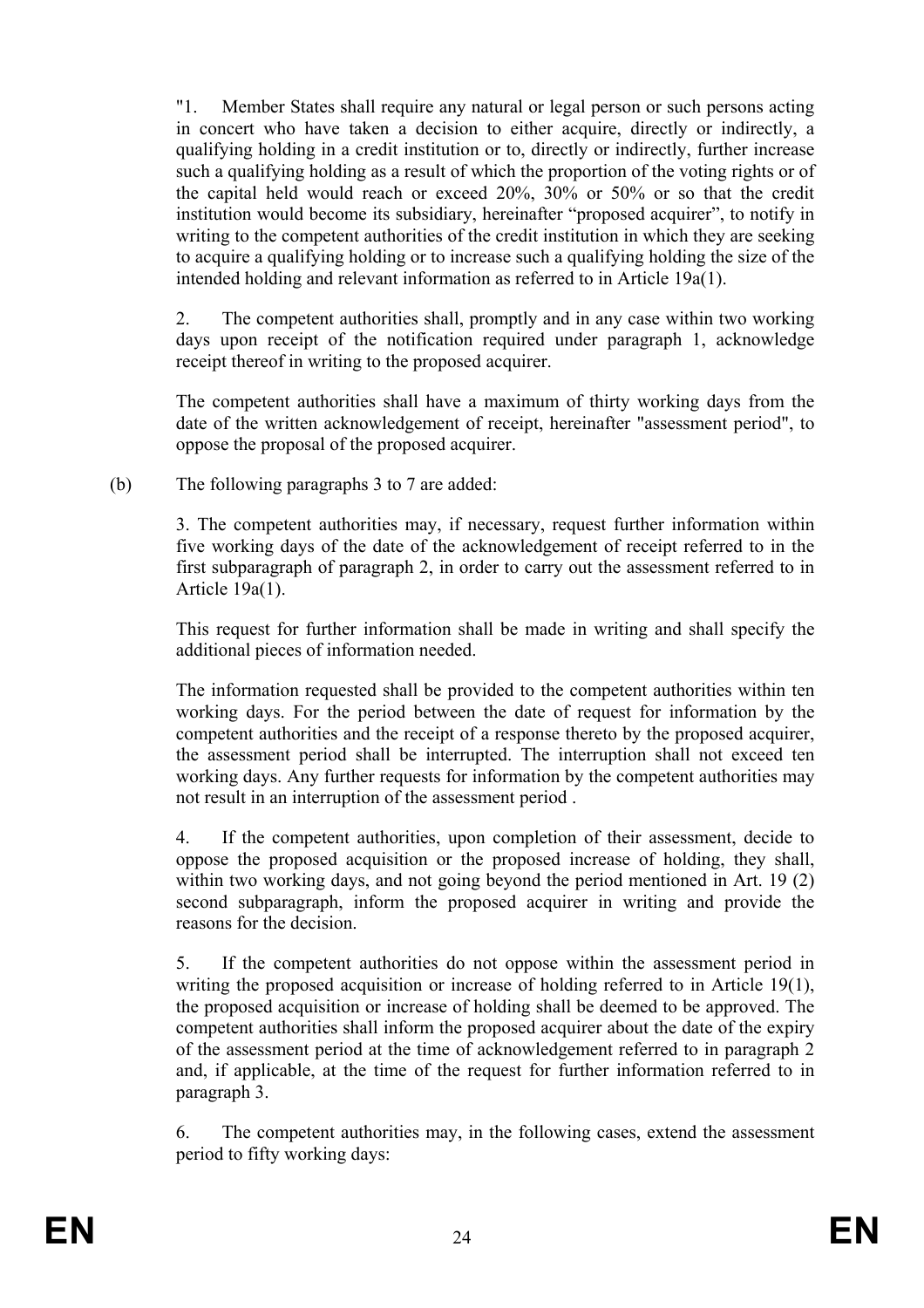"1. Member States shall require any natural or legal person or such persons acting in concert who have taken a decision to either acquire, directly or indirectly, a qualifying holding in a credit institution or to, directly or indirectly, further increase such a qualifying holding as a result of which the proportion of the voting rights or of the capital held would reach or exceed 20%, 30% or 50% or so that the credit institution would become its subsidiary, hereinafter "proposed acquirer", to notify in writing to the competent authorities of the credit institution in which they are seeking to acquire a qualifying holding or to increase such a qualifying holding the size of the intended holding and relevant information as referred to in Article 19a(1).

2. The competent authorities shall, promptly and in any case within two working days upon receipt of the notification required under paragraph 1, acknowledge receipt thereof in writing to the proposed acquirer.

The competent authorities shall have a maximum of thirty working days from the date of the written acknowledgement of receipt, hereinafter "assessment period", to oppose the proposal of the proposed acquirer.

(b) The following paragraphs 3 to 7 are added:

3. The competent authorities may, if necessary, request further information within five working days of the date of the acknowledgement of receipt referred to in the first subparagraph of paragraph 2, in order to carry out the assessment referred to in Article 19a(1).

This request for further information shall be made in writing and shall specify the additional pieces of information needed.

The information requested shall be provided to the competent authorities within ten working days. For the period between the date of request for information by the competent authorities and the receipt of a response thereto by the proposed acquirer, the assessment period shall be interrupted. The interruption shall not exceed ten working days. Any further requests for information by the competent authorities may not result in an interruption of the assessment period .

4. If the competent authorities, upon completion of their assessment, decide to oppose the proposed acquisition or the proposed increase of holding, they shall, within two working days, and not going beyond the period mentioned in Art. 19 (2) second subparagraph, inform the proposed acquirer in writing and provide the reasons for the decision.

5. If the competent authorities do not oppose within the assessment period in writing the proposed acquisition or increase of holding referred to in Article 19(1), the proposed acquisition or increase of holding shall be deemed to be approved. The competent authorities shall inform the proposed acquirer about the date of the expiry of the assessment period at the time of acknowledgement referred to in paragraph 2 and, if applicable, at the time of the request for further information referred to in paragraph 3.

6. The competent authorities may, in the following cases, extend the assessment period to fifty working days: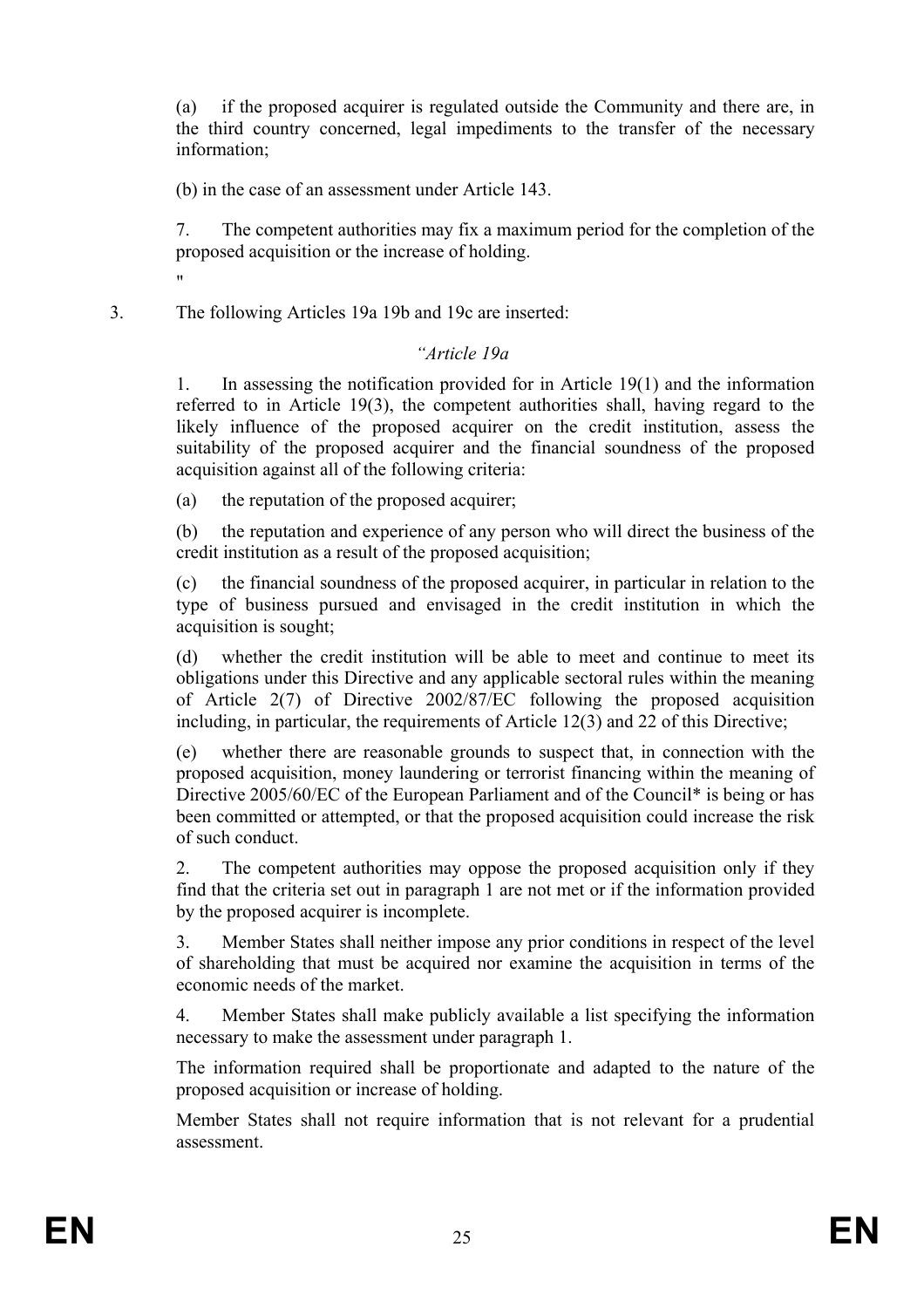(a) if the proposed acquirer is regulated outside the Community and there are, in the third country concerned, legal impediments to the transfer of the necessary information;

(b) in the case of an assessment under Article 143.

7. The competent authorities may fix a maximum period for the completion of the proposed acquisition or the increase of holding.

"

3. The following Articles 19a 19b and 19c are inserted:

*"Article 19a*

1. In assessing the notification provided for in Article 19(1) and the information referred to in Article 19(3), the competent authorities shall, having regard to the likely influence of the proposed acquirer on the credit institution, assess the suitability of the proposed acquirer and the financial soundness of the proposed acquisition against all of the following criteria:

(a) the reputation of the proposed acquirer;

(b) the reputation and experience of any person who will direct the business of the credit institution as a result of the proposed acquisition;

(c) the financial soundness of the proposed acquirer, in particular in relation to the type of business pursued and envisaged in the credit institution in which the acquisition is sought;

(d) whether the credit institution will be able to meet and continue to meet its obligations under this Directive and any applicable sectoral rules within the meaning of Article 2(7) of Directive 2002/87/EC following the proposed acquisition including, in particular, the requirements of Article 12(3) and 22 of this Directive;

(e) whether there are reasonable grounds to suspect that, in connection with the proposed acquisition, money laundering or terrorist financing within the meaning of Directive 2005/60/EC of the European Parliament and of the Council* is being or has been committed or attempted, or that the proposed acquisition could increase the risk of such conduct.

2. The competent authorities may oppose the proposed acquisition only if they find that the criteria set out in paragraph 1 are not met or if the information provided by the proposed acquirer is incomplete.

3. Member States shall neither impose any prior conditions in respect of the level of shareholding that must be acquired nor examine the acquisition in terms of the economic needs of the market.

4. Member States shall make publicly available a list specifying the information necessary to make the assessment under paragraph 1.

The information required shall be proportionate and adapted to the nature of the proposed acquisition or increase of holding.

Member States shall not require information that is not relevant for a prudential assessment.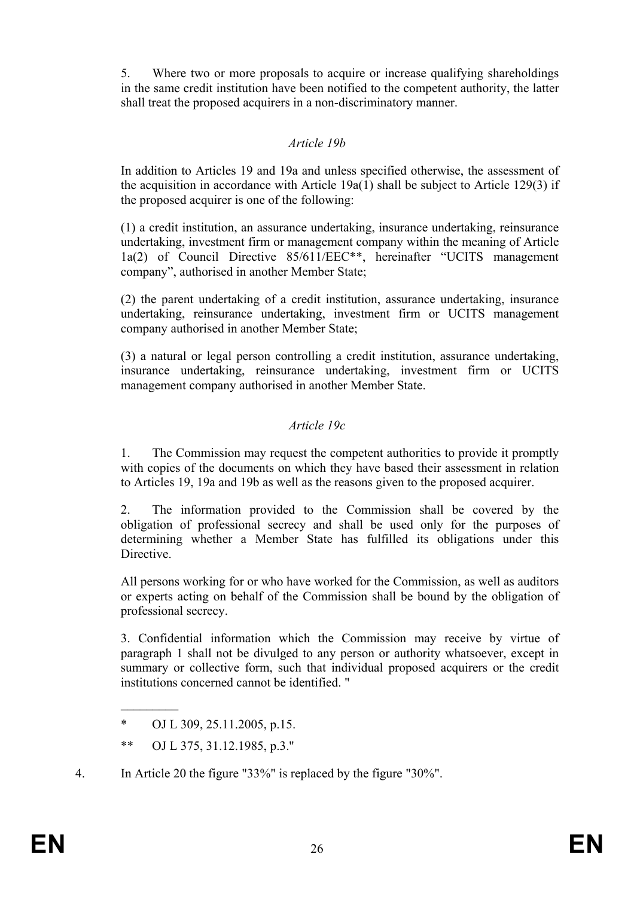5. Where two or more proposals to acquire or increase qualifying shareholdings in the same credit institution have been notified to the competent authority, the latter shall treat the proposed acquirers in a non-discriminatory manner.

*Article 19b*

In addition to Articles 19 and 19a and unless specified otherwise, the assessment of the acquisition in accordance with Article 19a(1) shall be subject to Article 129(3) if the proposed acquirer is one of the following:

(1) a credit institution, an assurance undertaking, insurance undertaking, reinsurance undertaking, investment firm or management company within the meaning of Article 1a(2) of Council Directive 85/611/EEC**, hereinafter "UCITS management company", authorised in another Member State;

(2) the parent undertaking of a credit institution, assurance undertaking, insurance undertaking, reinsurance undertaking, investment firm or UCITS management company authorised in another Member State;

(3) a natural or legal person controlling a credit institution, assurance undertaking, insurance undertaking, reinsurance undertaking, investment firm or UCITS management company authorised in another Member State.

*Article 19c*

1. The Commission may request the competent authorities to provide it promptly with copies of the documents on which they have based their assessment in relation to Articles 19, 19a and 19b as well as the reasons given to the proposed acquirer.

2. The information provided to the Commission shall be covered by the obligation of professional secrecy and shall be used only for the purposes of determining whether a Member State has fulfilled its obligations under this Directive.

All persons working for or who have worked for the Commission, as well as auditors or experts acting on behalf of the Commission shall be bound by the obligation of professional secrecy.

3. Confidential information which the Commission may receive by virtue of paragraph 1 shall not be divulged to any person or authority whatsoever, except in summary or collective form, such that individual proposed acquirers or the credit institutions concerned cannot be identified. "

_________

\* OJ L 309, 25.11.2005, p.15.

\** OJ L 375, 31.12.1985, p.3."

4. In Article 20 the figure "33%" is replaced by the figure "30%".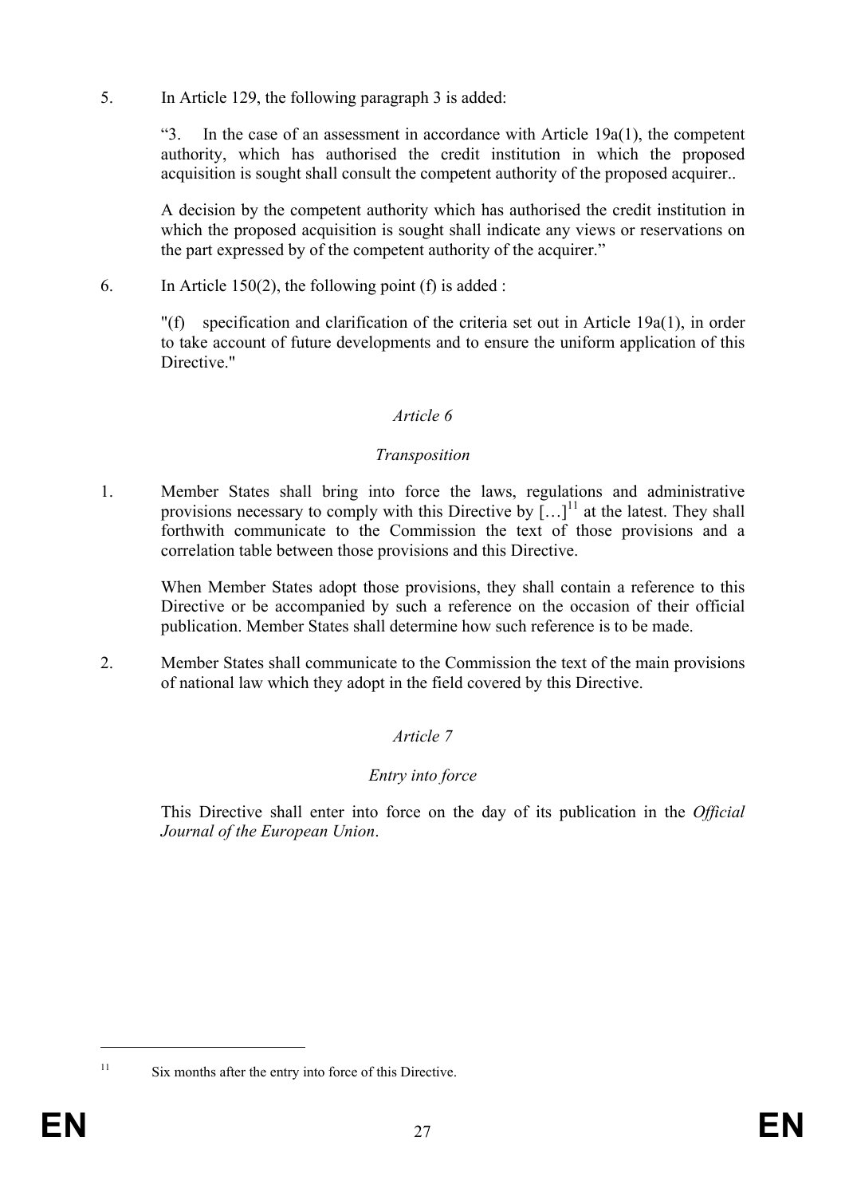5. In Article 129, the following paragraph 3 is added:

   "3. In the case of an assessment in accordance with Article 19a(1), the competent authority, which has authorised the credit institution in which the proposed acquisition is sought shall consult the competent authority of the proposed acquirer..

   A decision by the competent authority which has authorised the credit institution in which the proposed acquisition is sought shall indicate any views or reservations on the part expressed by of the competent authority of the acquirer."

6. In Article 150(2), the following point (f) is added :

   "(f) specification and clarification of the criteria set out in Article 19a(1), in order to take account of future developments and to ensure the uniform application of this Directive."

*Article 6*

*Transposition*

1. Member States shall bring into force the laws, regulations and administrative provisions necessary to comply with this Directive by […][11] at the latest. They shall forthwith communicate to the Commission the text of those provisions and a correlation table between those provisions and this Directive.

   When Member States adopt those provisions, they shall contain a reference to this Directive or be accompanied by such a reference on the occasion of their official publication. Member States shall determine how such reference is to be made.

2. Member States shall communicate to the Commission the text of the main provisions of national law which they adopt in the field covered by this Directive.

*Article 7*

*Entry into force*

This Directive shall enter into force on the day of its publication in the *Official Journal of the European Union*.

---

[11] Six months after the entry into force of this Directive.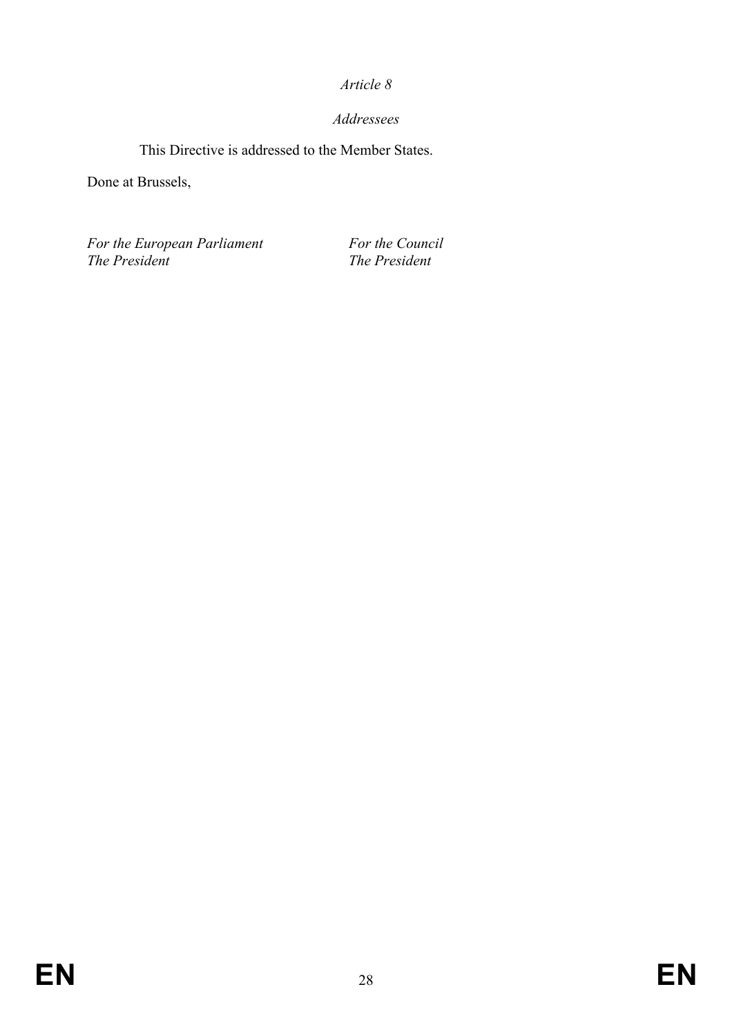*Article 8*

*Addressees*

This Directive is addressed to the Member States.

Done at Brussels,

| | |
|---|---|
| *For the European Parliament* | *For the Council* |
| *The President* | *The President* |